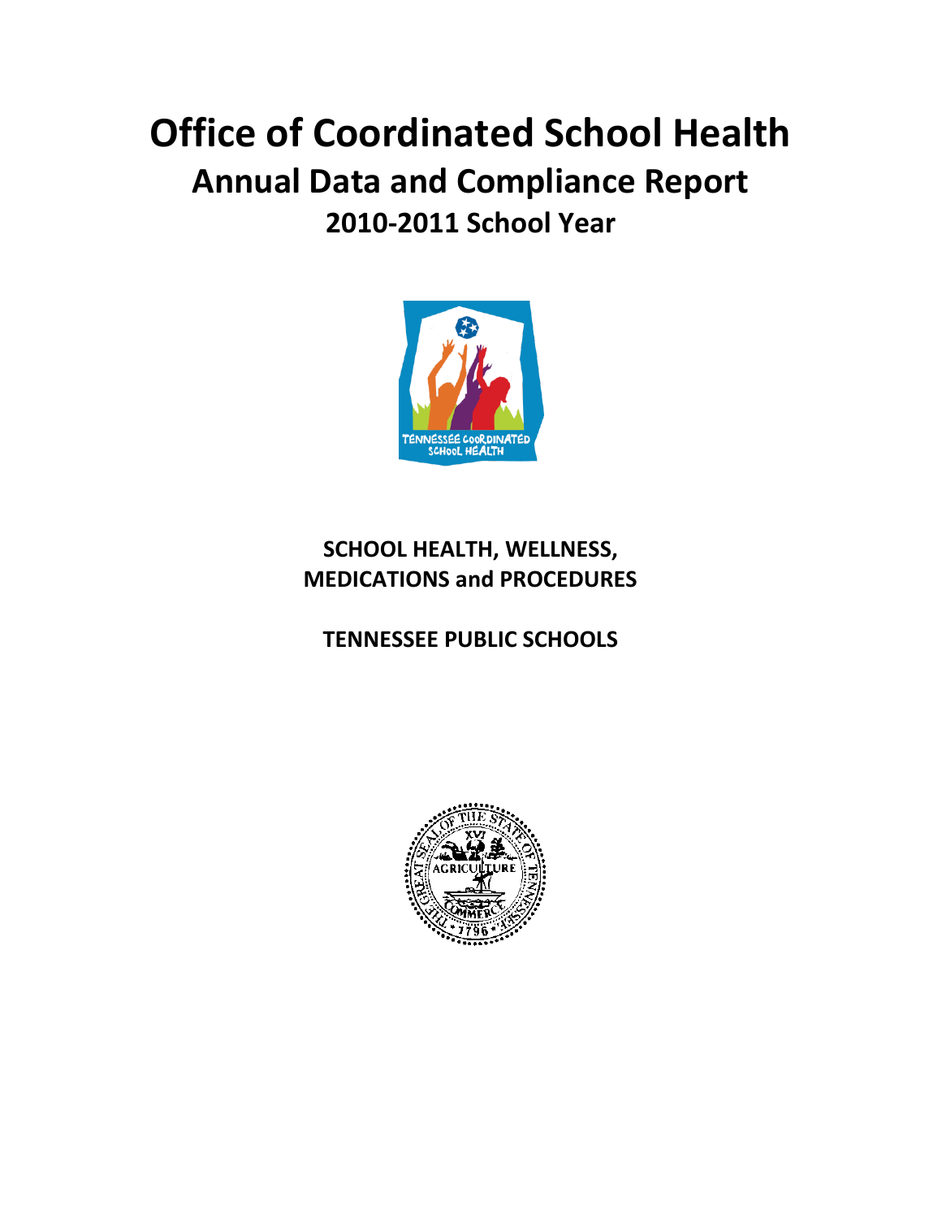# Office of Coordinated School Health

## Annual Data and Compliance Report

### 2010-2011 School Year

**SCHOOL HEALTH, WELLNESS, MEDICATIONS and PROCEDURES**

**TENNESSEE PUBLIC SCHOOLS**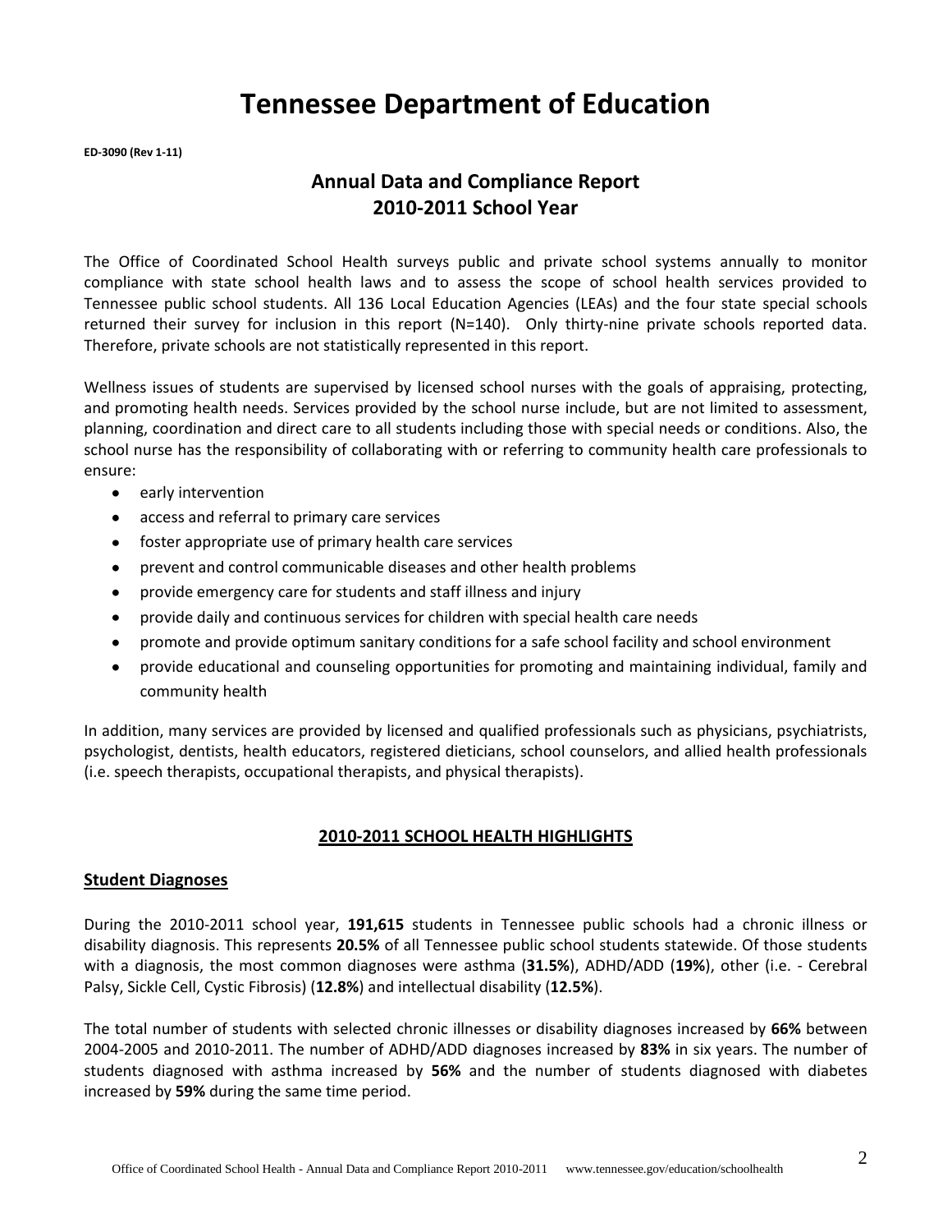# Tennessee Department of Education

**ED-3090 (Rev 1-11)**

## Annual Data and Compliance Report
## 2010-2011 School Year

The Office of Coordinated School Health surveys public and private school systems annually to monitor compliance with state school health laws and to assess the scope of school health services provided to Tennessee public school students. All 136 Local Education Agencies (LEAs) and the four state special schools returned their survey for inclusion in this report (N=140). Only thirty-nine private schools reported data. Therefore, private schools are not statistically represented in this report.

Wellness issues of students are supervised by licensed school nurses with the goals of appraising, protecting, and promoting health needs. Services provided by the school nurse include, but are not limited to assessment, planning, coordination and direct care to all students including those with special needs or conditions. Also, the school nurse has the responsibility of collaborating with or referring to community health care professionals to ensure:

- early intervention
- access and referral to primary care services
- foster appropriate use of primary health care services
- prevent and control communicable diseases and other health problems
- provide emergency care for students and staff illness and injury
- provide daily and continuous services for children with special health care needs
- promote and provide optimum sanitary conditions for a safe school facility and school environment
- provide educational and counseling opportunities for promoting and maintaining individual, family and community health

In addition, many services are provided by licensed and qualified professionals such as physicians, psychiatrists, psychologist, dentists, health educators, registered dieticians, school counselors, and allied health professionals (i.e. speech therapists, occupational therapists, and physical therapists).

### 2010-2011 SCHOOL HEALTH HIGHLIGHTS

### Student Diagnoses

During the 2010-2011 school year, **191,615** students in Tennessee public schools had a chronic illness or disability diagnosis. This represents **20.5%** of all Tennessee public school students statewide. Of those students with a diagnosis, the most common diagnoses were asthma (**31.5%**), ADHD/ADD (**19%**), other (i.e. - Cerebral Palsy, Sickle Cell, Cystic Fibrosis) (**12.8%**) and intellectual disability (**12.5%**).

The total number of students with selected chronic illnesses or disability diagnoses increased by **66%** between 2004-2005 and 2010-2011. The number of ADHD/ADD diagnoses increased by **83%** in six years. The number of students diagnosed with asthma increased by **56%** and the number of students diagnosed with diabetes increased by **59%** during the same time period.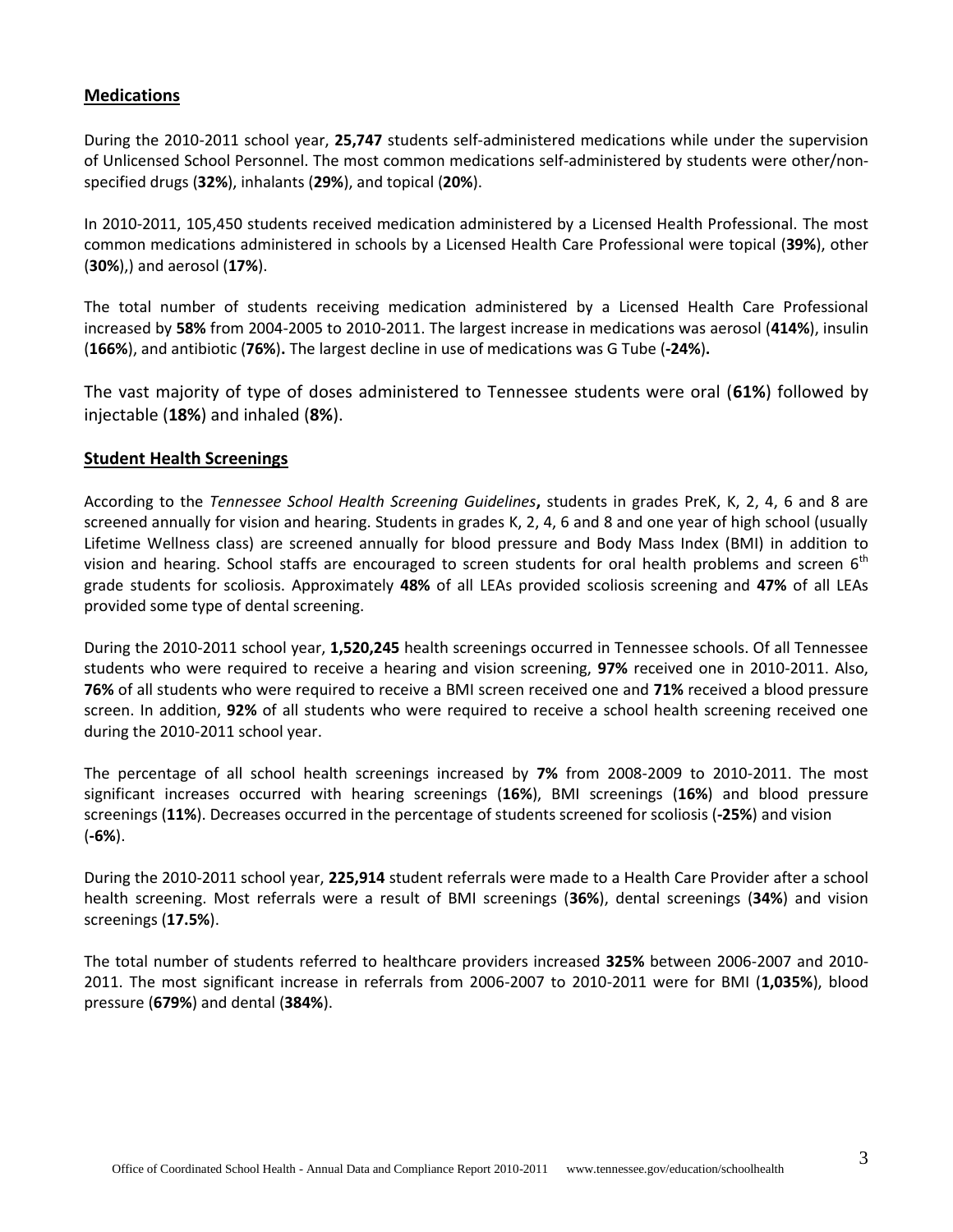## Medications

During the 2010-2011 school year, **25,747** students self-administered medications while under the supervision of Unlicensed School Personnel. The most common medications self-administered by students were other/non-specified drugs (**32%**), inhalants (**29%**), and topical (**20%**).

In 2010-2011, 105,450 students received medication administered by a Licensed Health Professional. The most common medications administered in schools by a Licensed Health Care Professional were topical (**39%**), other (**30%**),) and aerosol (**17%**).

The total number of students receiving medication administered by a Licensed Health Care Professional increased by **58%** from 2004-2005 to 2010-2011. The largest increase in medications was aerosol (**414%**), insulin (**166%**), and antibiotic (**76%**)**.** The largest decline in use of medications was G Tube (**-24%**)**.**

The vast majority of type of doses administered to Tennessee students were oral (**61%**) followed by injectable (**18%**) and inhaled (**8%**).

## Student Health Screenings

According to the *Tennessee School Health Screening Guidelines***,** students in grades PreK, K, 2, 4, 6 and 8 are screened annually for vision and hearing. Students in grades K, 2, 4, 6 and 8 and one year of high school (usually Lifetime Wellness class) are screened annually for blood pressure and Body Mass Index (BMI) in addition to vision and hearing. School staffs are encouraged to screen students for oral health problems and screen 6th grade students for scoliosis. Approximately **48%** of all LEAs provided scoliosis screening and **47%** of all LEAs provided some type of dental screening.

During the 2010-2011 school year, **1,520,245** health screenings occurred in Tennessee schools. Of all Tennessee students who were required to receive a hearing and vision screening, **97%** received one in 2010-2011. Also, **76%** of all students who were required to receive a BMI screen received one and **71%** received a blood pressure screen. In addition, **92%** of all students who were required to receive a school health screening received one during the 2010-2011 school year.

The percentage of all school health screenings increased by **7%** from 2008-2009 to 2010-2011. The most significant increases occurred with hearing screenings (**16%**), BMI screenings (**16%**) and blood pressure screenings (**11%**). Decreases occurred in the percentage of students screened for scoliosis (**-25%**) and vision (**-6%**).

During the 2010-2011 school year, **225,914** student referrals were made to a Health Care Provider after a school health screening. Most referrals were a result of BMI screenings (**36%**), dental screenings (**34%**) and vision screenings (**17.5%**).

The total number of students referred to healthcare providers increased **325%** between 2006-2007 and 2010-2011. The most significant increase in referrals from 2006-2007 to 2010-2011 were for BMI (**1,035%**), blood pressure (**679%**) and dental (**384%**).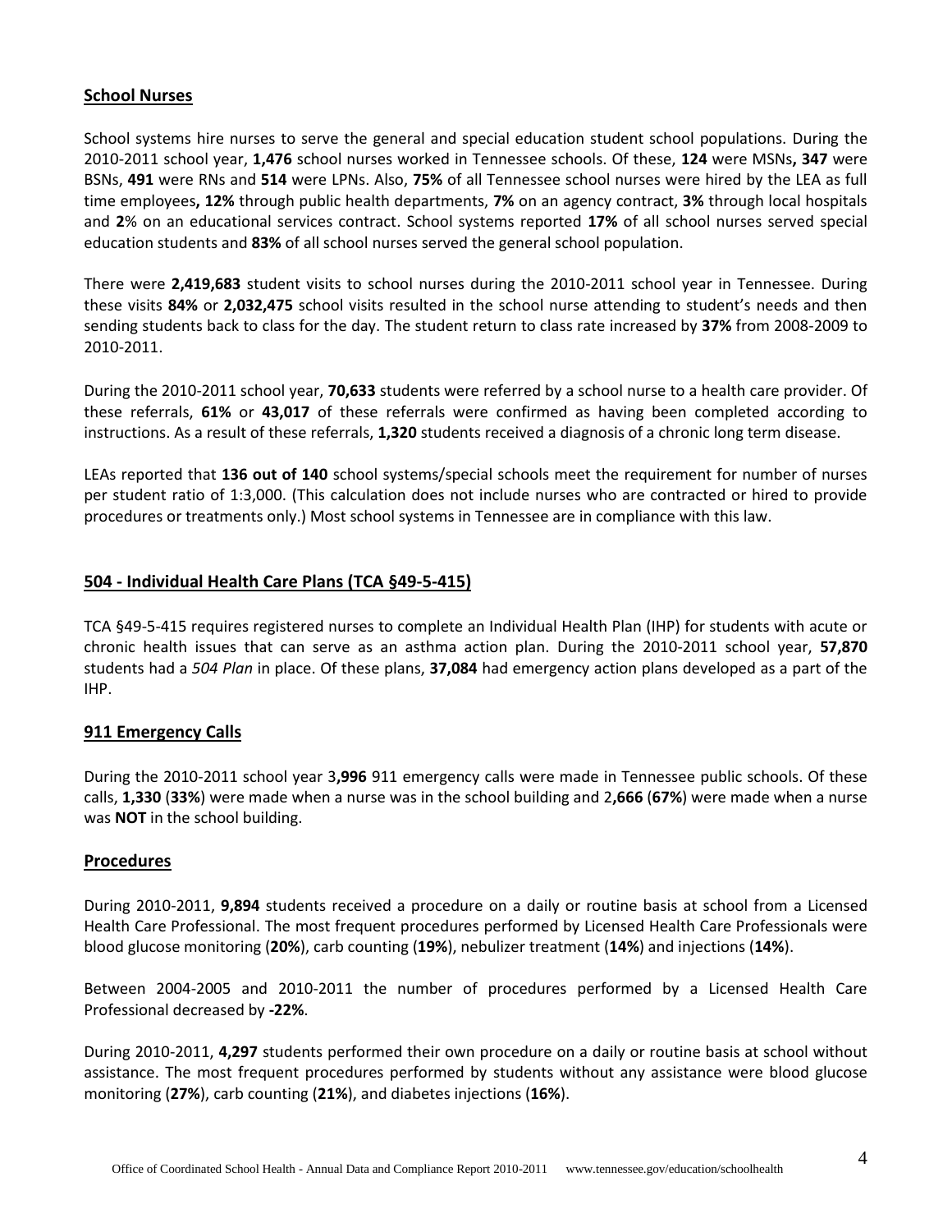## School Nurses

School systems hire nurses to serve the general and special education student school populations. During the 2010-2011 school year, **1,476** school nurses worked in Tennessee schools. Of these, **124** were MSNs**, 347** were BSNs, **491** were RNs and **514** were LPNs. Also, **75%** of all Tennessee school nurses were hired by the LEA as full time employees**, 12%** through public health departments, **7%** on an agency contract, **3%** through local hospitals and **2**% on an educational services contract. School systems reported **17%** of all school nurses served special education students and **83%** of all school nurses served the general school population.

There were **2,419,683** student visits to school nurses during the 2010-2011 school year in Tennessee. During these visits **84%** or **2,032,475** school visits resulted in the school nurse attending to student's needs and then sending students back to class for the day. The student return to class rate increased by **37%** from 2008-2009 to 2010-2011.

During the 2010-2011 school year, **70,633** students were referred by a school nurse to a health care provider. Of these referrals, **61%** or **43,017** of these referrals were confirmed as having been completed according to instructions. As a result of these referrals, **1,320** students received a diagnosis of a chronic long term disease.

LEAs reported that **136 out of 140** school systems/special schools meet the requirement for number of nurses per student ratio of 1:3,000. (This calculation does not include nurses who are contracted or hired to provide procedures or treatments only.) Most school systems in Tennessee are in compliance with this law.

## 504 - Individual Health Care Plans (TCA §49-5-415)

TCA §49-5-415 requires registered nurses to complete an Individual Health Plan (IHP) for students with acute or chronic health issues that can serve as an asthma action plan. During the 2010-2011 school year, **57,870** students had a *504 Plan* in place. Of these plans, **37,084** had emergency action plans developed as a part of the IHP.

## 911 Emergency Calls

During the 2010-2011 school year 3**,996** 911 emergency calls were made in Tennessee public schools. Of these calls, **1,330** (**33%**) were made when a nurse was in the school building and 2**,666** (**67%**) were made when a nurse was **NOT** in the school building.

## Procedures

During 2010-2011, **9,894** students received a procedure on a daily or routine basis at school from a Licensed Health Care Professional. The most frequent procedures performed by Licensed Health Care Professionals were blood glucose monitoring (**20%**), carb counting (**19%**), nebulizer treatment (**14%**) and injections (**14%**).

Between 2004-2005 and 2010-2011 the number of procedures performed by a Licensed Health Care Professional decreased by **-22%**.

During 2010-2011, **4,297** students performed their own procedure on a daily or routine basis at school without assistance. The most frequent procedures performed by students without any assistance were blood glucose monitoring (**27%**), carb counting (**21%**), and diabetes injections (**16%**).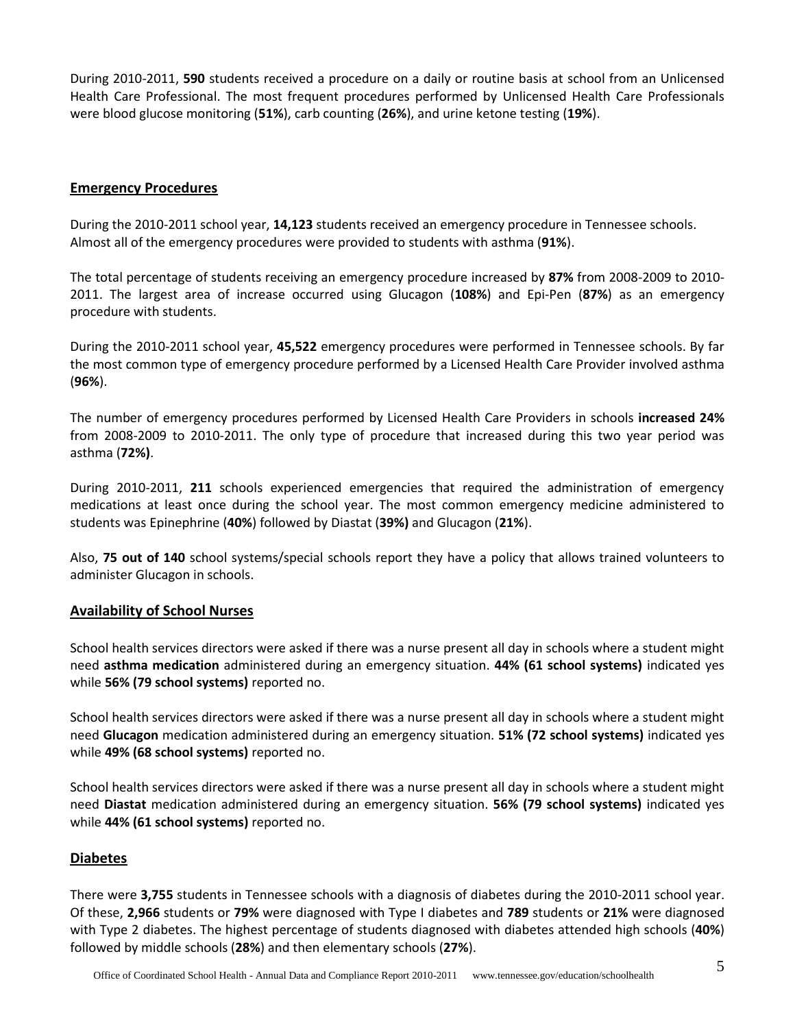During 2010-2011, **590** students received a procedure on a daily or routine basis at school from an Unlicensed Health Care Professional. The most frequent procedures performed by Unlicensed Health Care Professionals were blood glucose monitoring (**51%**), carb counting (**26%**), and urine ketone testing (**19%**).

## Emergency Procedures

During the 2010-2011 school year, **14,123** students received an emergency procedure in Tennessee schools. Almost all of the emergency procedures were provided to students with asthma (**91%**).

The total percentage of students receiving an emergency procedure increased by **87%** from 2008-2009 to 2010-2011. The largest area of increase occurred using Glucagon (**108%**) and Epi-Pen (**87%**) as an emergency procedure with students.

During the 2010-2011 school year, **45,522** emergency procedures were performed in Tennessee schools. By far the most common type of emergency procedure performed by a Licensed Health Care Provider involved asthma (**96%**).

The number of emergency procedures performed by Licensed Health Care Providers in schools **increased 24%** from 2008-2009 to 2010-2011. The only type of procedure that increased during this two year period was asthma (**72%)**.

During 2010-2011, **211** schools experienced emergencies that required the administration of emergency medications at least once during the school year. The most common emergency medicine administered to students was Epinephrine (**40%**) followed by Diastat (**39%)** and Glucagon (**21%**).

Also, **75 out of 140** school systems/special schools report they have a policy that allows trained volunteers to administer Glucagon in schools.

## Availability of School Nurses

School health services directors were asked if there was a nurse present all day in schools where a student might need **asthma medication** administered during an emergency situation. **44% (61 school systems)** indicated yes while **56% (79 school systems)** reported no.

School health services directors were asked if there was a nurse present all day in schools where a student might need **Glucagon** medication administered during an emergency situation. **51% (72 school systems)** indicated yes while **49% (68 school systems)** reported no.

School health services directors were asked if there was a nurse present all day in schools where a student might need **Diastat** medication administered during an emergency situation. **56% (79 school systems)** indicated yes while **44% (61 school systems)** reported no.

## Diabetes

There were **3,755** students in Tennessee schools with a diagnosis of diabetes during the 2010-2011 school year. Of these, **2,966** students or **79%** were diagnosed with Type I diabetes and **789** students or **21%** were diagnosed with Type 2 diabetes. The highest percentage of students diagnosed with diabetes attended high schools (**40%**) followed by middle schools (**28%**) and then elementary schools (**27%**).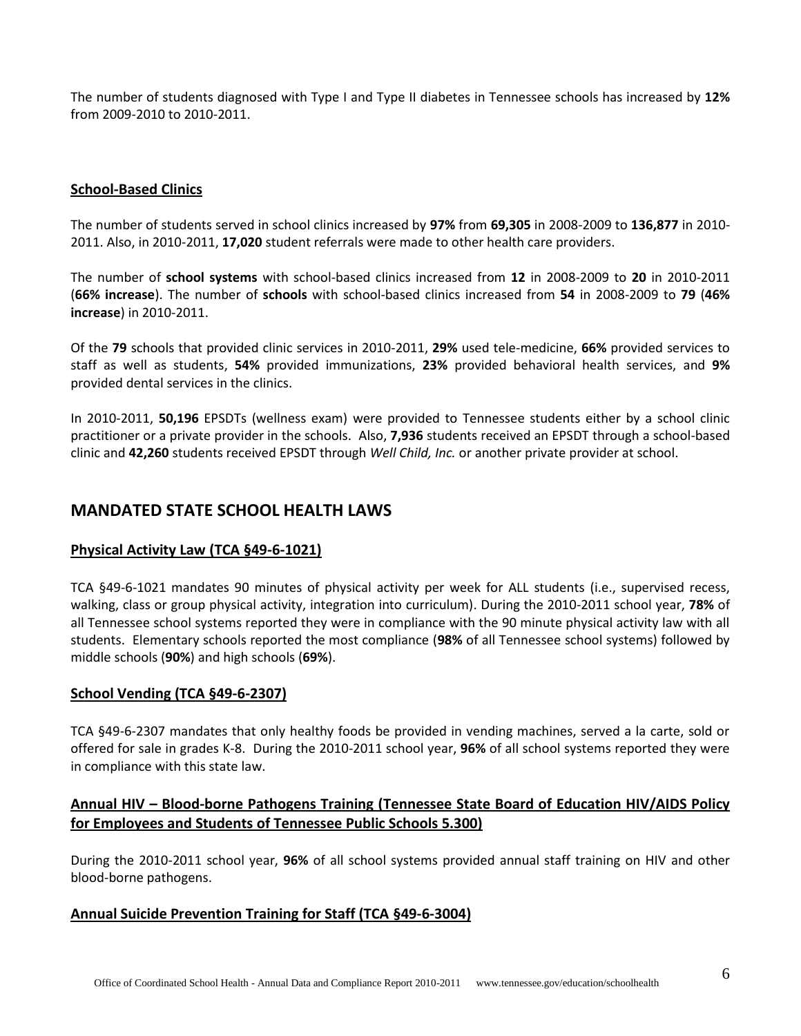The number of students diagnosed with Type I and Type II diabetes in Tennessee schools has increased by **12%** from 2009-2010 to 2010-2011.

**School-Based Clinics**

The number of students served in school clinics increased by **97%** from **69,305** in 2008-2009 to **136,877** in 2010-2011. Also, in 2010-2011, **17,020** student referrals were made to other health care providers.

The number of **school systems** with school-based clinics increased from **12** in 2008-2009 to **20** in 2010-2011 (**66% increase**). The number of **schools** with school-based clinics increased from **54** in 2008-2009 to **79** (**46% increase**) in 2010-2011.

Of the **79** schools that provided clinic services in 2010-2011, **29%** used tele-medicine, **66%** provided services to staff as well as students, **54%** provided immunizations, **23%** provided behavioral health services, and **9%** provided dental services in the clinics.

In 2010-2011, **50,196** EPSDTs (wellness exam) were provided to Tennessee students either by a school clinic practitioner or a private provider in the schools. Also, **7,936** students received an EPSDT through a school-based clinic and **42,260** students received EPSDT through *Well Child, Inc.* or another private provider at school.

## MANDATED STATE SCHOOL HEALTH LAWS

**Physical Activity Law (TCA §49-6-1021)**

TCA §49-6-1021 mandates 90 minutes of physical activity per week for ALL students (i.e., supervised recess, walking, class or group physical activity, integration into curriculum). During the 2010-2011 school year, **78%** of all Tennessee school systems reported they were in compliance with the 90 minute physical activity law with all students. Elementary schools reported the most compliance (**98%** of all Tennessee school systems) followed by middle schools (**90%**) and high schools (**69%**).

**School Vending (TCA §49-6-2307)**

TCA §49-6-2307 mandates that only healthy foods be provided in vending machines, served a la carte, sold or offered for sale in grades K-8. During the 2010-2011 school year, **96%** of all school systems reported they were in compliance with this state law.

**Annual HIV – Blood-borne Pathogens Training (Tennessee State Board of Education HIV/AIDS Policy for Employees and Students of Tennessee Public Schools 5.300)**

During the 2010-2011 school year, **96%** of all school systems provided annual staff training on HIV and other blood-borne pathogens.

**Annual Suicide Prevention Training for Staff (TCA §49-6-3004)**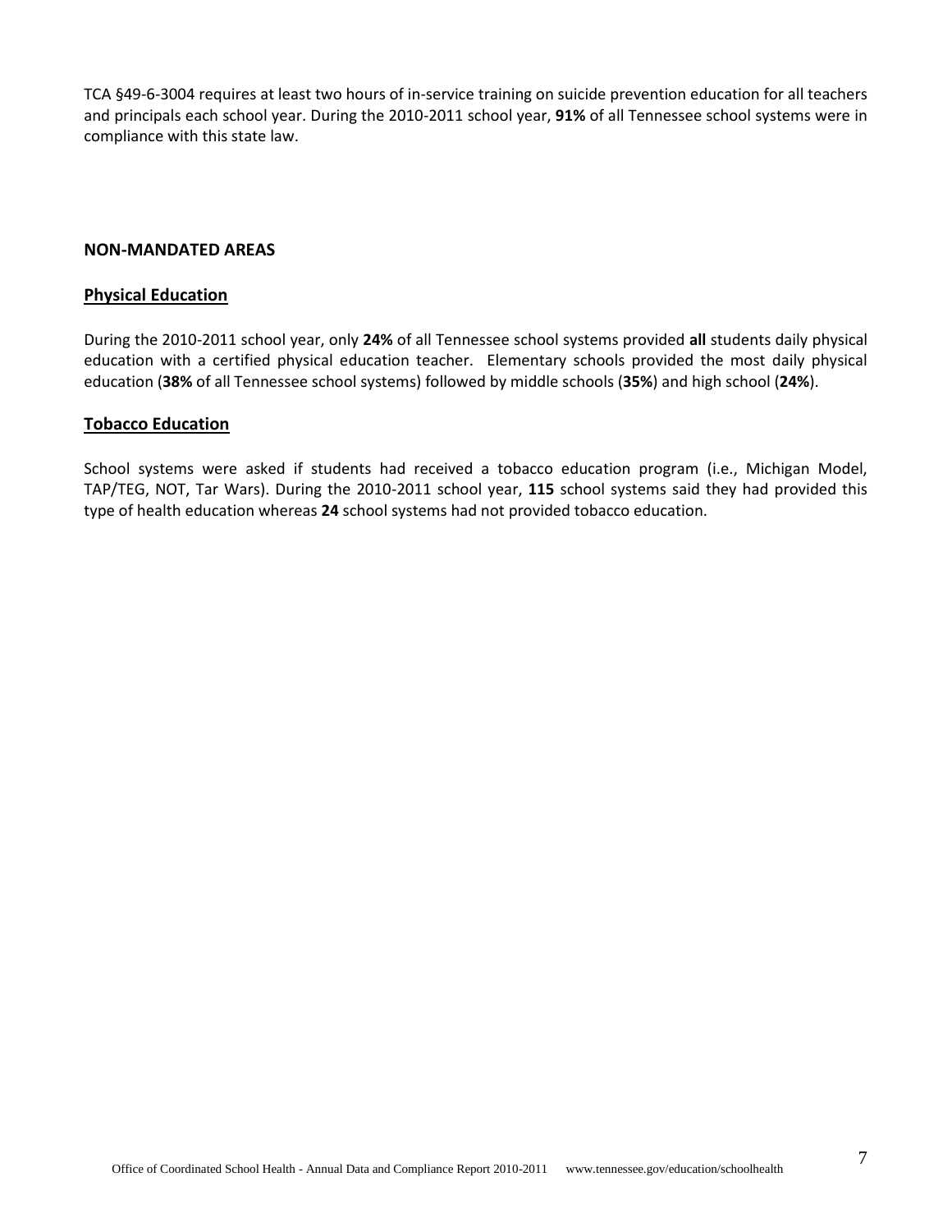TCA §49-6-3004 requires at least two hours of in-service training on suicide prevention education for all teachers and principals each school year. During the 2010-2011 school year, **91%** of all Tennessee school systems were in compliance with this state law.

## NON-MANDATED AREAS

### Physical Education

During the 2010-2011 school year, only **24%** of all Tennessee school systems provided **all** students daily physical education with a certified physical education teacher. Elementary schools provided the most daily physical education (**38%** of all Tennessee school systems) followed by middle schools (**35%**) and high school (**24%**).

### Tobacco Education

School systems were asked if students had received a tobacco education program (i.e., Michigan Model, TAP/TEG, NOT, Tar Wars). During the 2010-2011 school year, **115** school systems said they had provided this type of health education whereas **24** school systems had not provided tobacco education.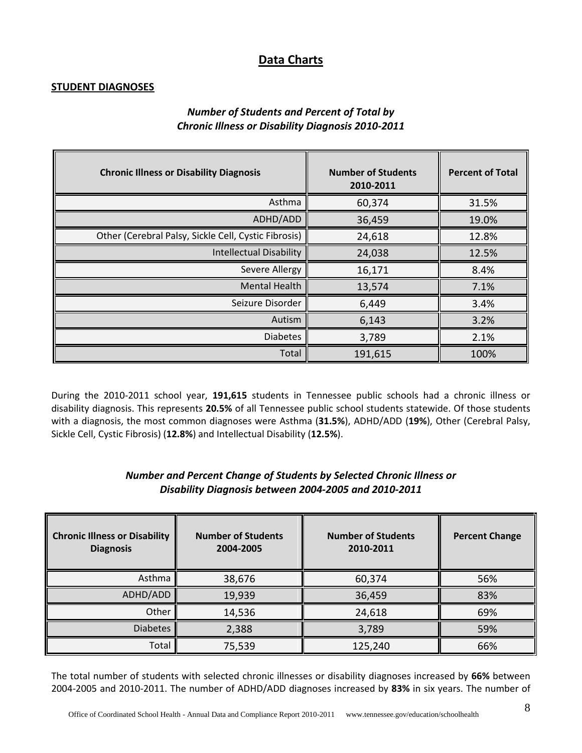# Data Charts

## STUDENT DIAGNOSES

***Number of Students and Percent of Total by Chronic Illness or Disability Diagnosis 2010-2011***

| Chronic Illness or Disability Diagnosis | Number of Students 2010-2011 | Percent of Total |
|---|---|---|
| Asthma | 60,374 | 31.5% |
| ADHD/ADD | 36,459 | 19.0% |
| Other (Cerebral Palsy, Sickle Cell, Cystic Fibrosis) | 24,618 | 12.8% |
| Intellectual Disability | 24,038 | 12.5% |
| Severe Allergy | 16,171 | 8.4% |
| Mental Health | 13,574 | 7.1% |
| Seizure Disorder | 6,449 | 3.4% |
| Autism | 6,143 | 3.2% |
| Diabetes | 3,789 | 2.1% |
| Total | 191,615 | 100% |

During the 2010-2011 school year, **191,615** students in Tennessee public schools had a chronic illness or disability diagnosis. This represents **20.5%** of all Tennessee public school students statewide. Of those students with a diagnosis, the most common diagnoses were Asthma (**31.5%**), ADHD/ADD (**19%**), Other (Cerebral Palsy, Sickle Cell, Cystic Fibrosis) (**12.8%**) and Intellectual Disability (**12.5%**).

***Number and Percent Change of Students by Selected Chronic Illness or Disability Diagnosis between 2004-2005 and 2010-2011***

| Chronic Illness or Disability Diagnosis | Number of Students 2004-2005 | Number of Students 2010-2011 | Percent Change |
|---|---|---|---|
| Asthma | 38,676 | 60,374 | 56% |
| ADHD/ADD | 19,939 | 36,459 | 83% |
| Other | 14,536 | 24,618 | 69% |
| Diabetes | 2,388 | 3,789 | 59% |
| Total | 75,539 | 125,240 | 66% |

The total number of students with selected chronic illnesses or disability diagnoses increased by **66%** between 2004-2005 and 2010-2011. The number of ADHD/ADD diagnoses increased by **83%** in six years. The number of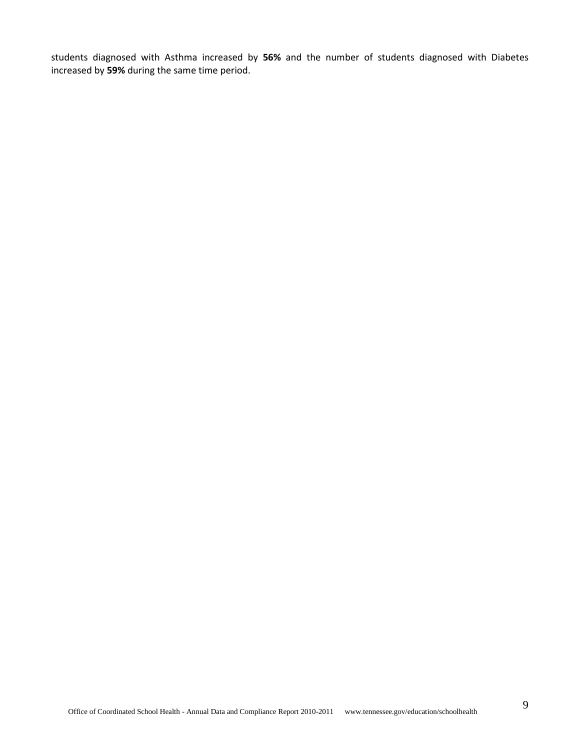students diagnosed with Asthma increased by **56%** and the number of students diagnosed with Diabetes increased by **59%** during the same time period.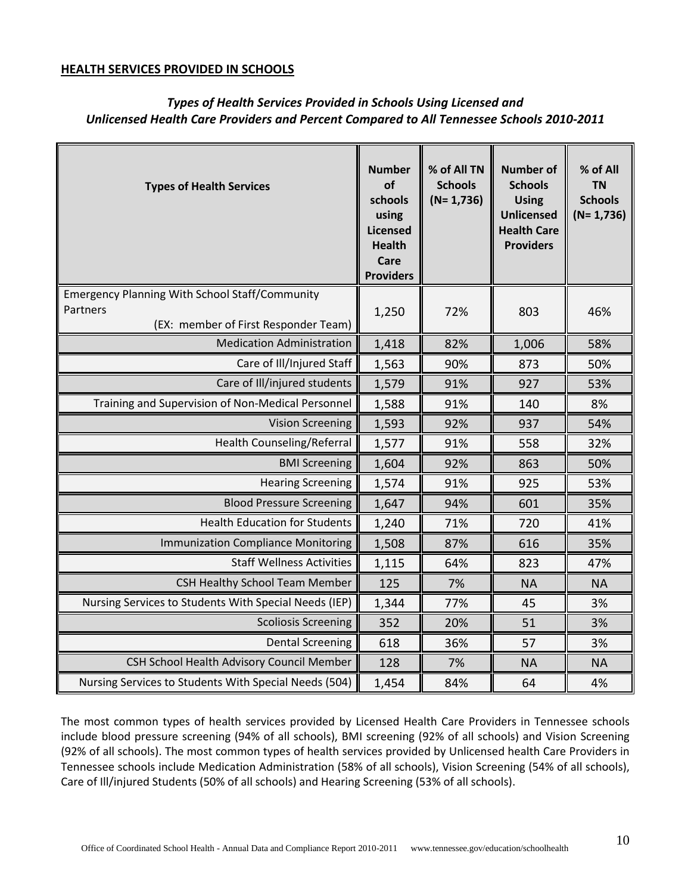**HEALTH SERVICES PROVIDED IN SCHOOLS**

***Types of Health Services Provided in Schools Using Licensed and Unlicensed Health Care Providers and Percent Compared to All Tennessee Schools 2010-2011***

| Types of Health Services | Number of schools using Licensed Health Care Providers | % of All TN Schools (N= 1,736) | Number of Schools Using Unlicensed Health Care Providers | % of All TN Schools (N= 1,736) |
|---|---|---|---|---|
| Emergency Planning With School Staff/Community Partners (EX: member of First Responder Team) | 1,250 | 72% | 803 | 46% |
| Medication Administration | 1,418 | 82% | 1,006 | 58% |
| Care of Ill/Injured Staff | 1,563 | 90% | 873 | 50% |
| Care of Ill/injured students | 1,579 | 91% | 927 | 53% |
| Training and Supervision of Non-Medical Personnel | 1,588 | 91% | 140 | 8% |
| Vision Screening | 1,593 | 92% | 937 | 54% |
| Health Counseling/Referral | 1,577 | 91% | 558 | 32% |
| BMI Screening | 1,604 | 92% | 863 | 50% |
| Hearing Screening | 1,574 | 91% | 925 | 53% |
| Blood Pressure Screening | 1,647 | 94% | 601 | 35% |
| Health Education for Students | 1,240 | 71% | 720 | 41% |
| Immunization Compliance Monitoring | 1,508 | 87% | 616 | 35% |
| Staff Wellness Activities | 1,115 | 64% | 823 | 47% |
| CSH Healthy School Team Member | 125 | 7% | NA | NA |
| Nursing Services to Students With Special Needs (IEP) | 1,344 | 77% | 45 | 3% |
| Scoliosis Screening | 352 | 20% | 51 | 3% |
| Dental Screening | 618 | 36% | 57 | 3% |
| CSH School Health Advisory Council Member | 128 | 7% | NA | NA |
| Nursing Services to Students With Special Needs (504) | 1,454 | 84% | 64 | 4% |

The most common types of health services provided by Licensed Health Care Providers in Tennessee schools include blood pressure screening (94% of all schools), BMI screening (92% of all schools) and Vision Screening (92% of all schools). The most common types of health services provided by Unlicensed health Care Providers in Tennessee schools include Medication Administration (58% of all schools), Vision Screening (54% of all schools), Care of Ill/injured Students (50% of all schools) and Hearing Screening (53% of all schools).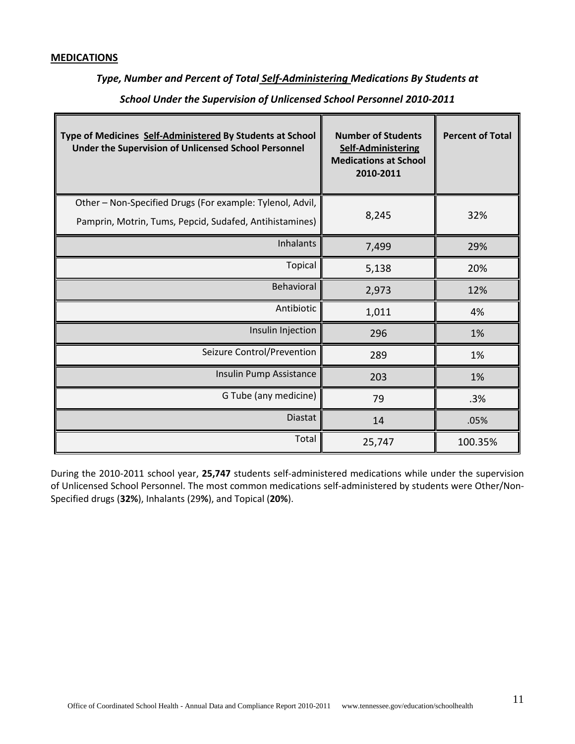**MEDICATIONS**

***Type, Number and Percent of Total Self-Administering Medications By Students at School Under the Supervision of Unlicensed School Personnel 2010-2011***

| Type of Medicines Self-Administered By Students at School Under the Supervision of Unlicensed School Personnel | Number of Students Self-Administering Medications at School 2010-2011 | Percent of Total |
|---|---|---|
| Other – Non-Specified Drugs (For example: Tylenol, Advil, Pamprin, Motrin, Tums, Pepcid, Sudafed, Antihistamines) | 8,245 | 32% |
| Inhalants | 7,499 | 29% |
| Topical | 5,138 | 20% |
| Behavioral | 2,973 | 12% |
| Antibiotic | 1,011 | 4% |
| Insulin Injection | 296 | 1% |
| Seizure Control/Prevention | 289 | 1% |
| Insulin Pump Assistance | 203 | 1% |
| G Tube (any medicine) | 79 | .3% |
| Diastat | 14 | .05% |
| Total | 25,747 | 100.35% |

During the 2010-2011 school year, **25,747** students self-administered medications while under the supervision of Unlicensed School Personnel. The most common medications self-administered by students were Other/Non-Specified drugs (**32%**), Inhalants (29**%**), and Topical (**20%**).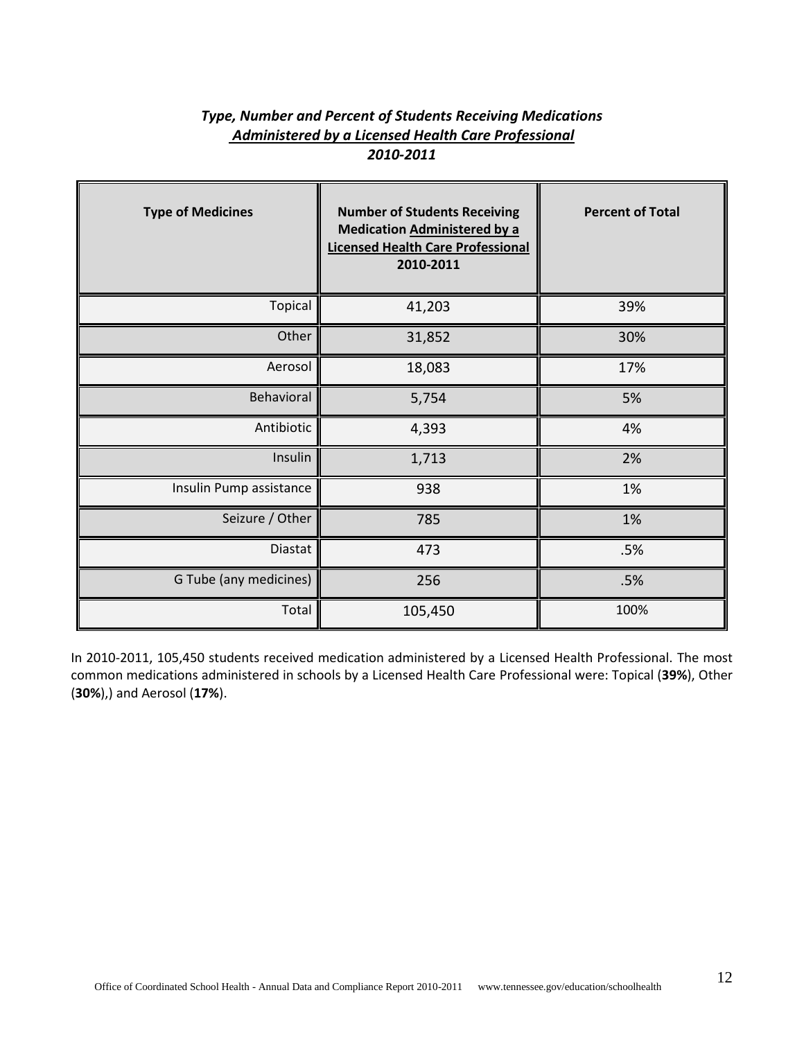### *Type, Number and Percent of Students Receiving Medications*
### ***Administered by a Licensed Health Care Professional***
### *2010-2011*

| Type of Medicines | Number of Students Receiving Medication Administered by a Licensed Health Care Professional 2010-2011 | Percent of Total |
|---|---|---|
| Topical | 41,203 | 39% |
| Other | 31,852 | 30% |
| Aerosol | 18,083 | 17% |
| Behavioral | 5,754 | 5% |
| Antibiotic | 4,393 | 4% |
| Insulin | 1,713 | 2% |
| Insulin Pump assistance | 938 | 1% |
| Seizure / Other | 785 | 1% |
| Diastat | 473 | .5% |
| G Tube (any medicines) | 256 | .5% |
| Total | 105,450 | 100% |

In 2010-2011, 105,450 students received medication administered by a Licensed Health Professional. The most common medications administered in schools by a Licensed Health Care Professional were: Topical (**39%**), Other (**30%**),) and Aerosol (**17%**).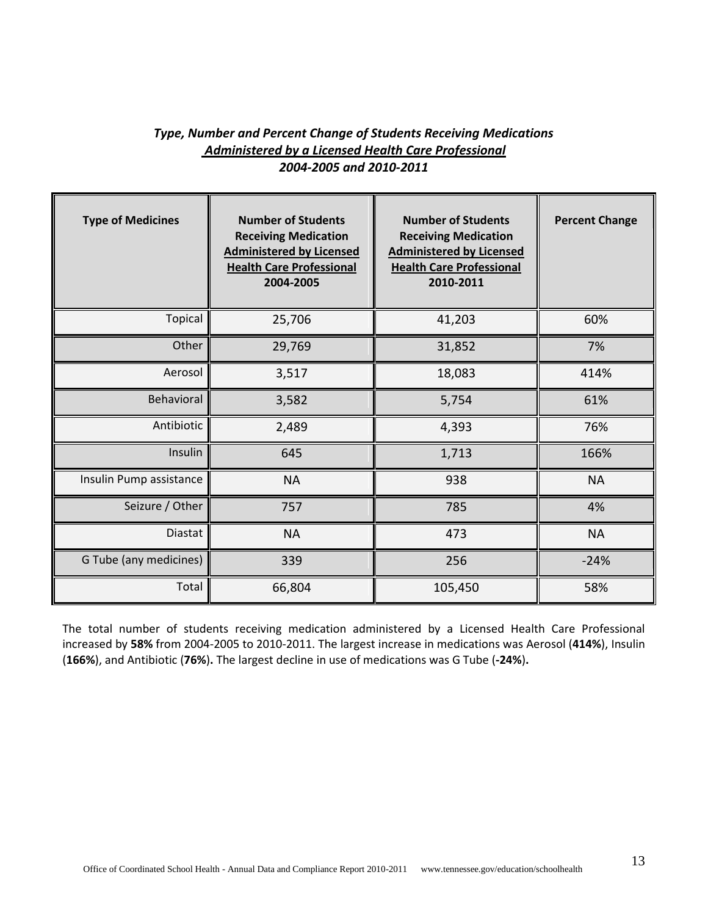***Type, Number and Percent Change of Students Receiving Medications***
***Administered by a Licensed Health Care Professional***
***2004-2005 and 2010-2011***

| Type of Medicines | Number of Students Receiving Medication Administered by Licensed Health Care Professional 2004-2005 | Number of Students Receiving Medication Administered by Licensed Health Care Professional 2010-2011 | Percent Change |
|---|---|---|---|
| Topical | 25,706 | 41,203 | 60% |
| Other | 29,769 | 31,852 | 7% |
| Aerosol | 3,517 | 18,083 | 414% |
| Behavioral | 3,582 | 5,754 | 61% |
| Antibiotic | 2,489 | 4,393 | 76% |
| Insulin | 645 | 1,713 | 166% |
| Insulin Pump assistance | NA | 938 | NA |
| Seizure / Other | 757 | 785 | 4% |
| Diastat | NA | 473 | NA |
| G Tube (any medicines) | 339 | 256 | -24% |
| Total | 66,804 | 105,450 | 58% |

The total number of students receiving medication administered by a Licensed Health Care Professional increased by **58%** from 2004-2005 to 2010-2011. The largest increase in medications was Aerosol (**414%**), Insulin (**166%**), and Antibiotic (**76%**)**.** The largest decline in use of medications was G Tube (**-24%**)**.**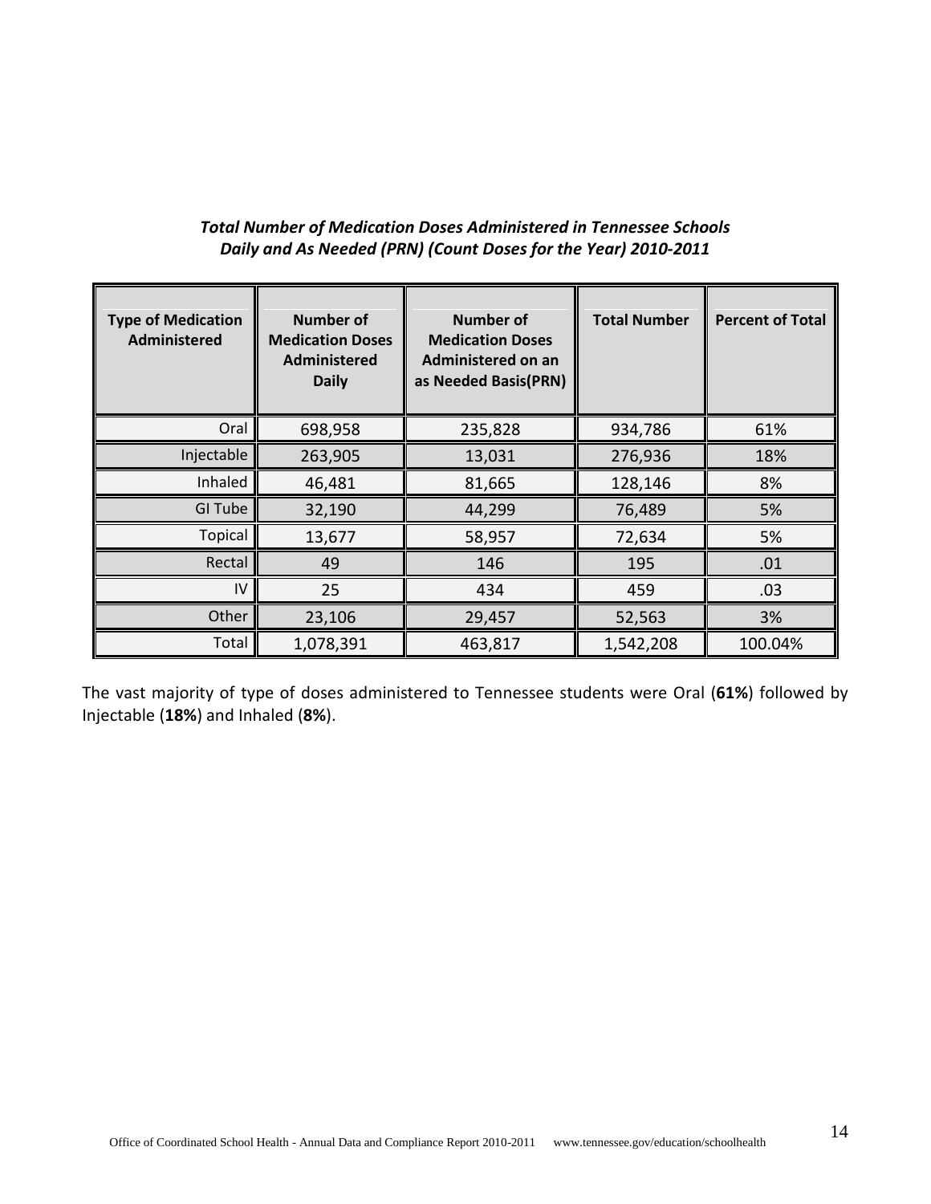***Total Number of Medication Doses Administered in Tennessee Schools Daily and As Needed (PRN) (Count Doses for the Year) 2010-2011***

| Type of Medication Administered | Number of Medication Doses Administered Daily | Number of Medication Doses Administered on an as Needed Basis(PRN) | Total Number | Percent of Total |
|---|---|---|---|---|
| Oral | 698,958 | 235,828 | 934,786 | 61% |
| Injectable | 263,905 | 13,031 | 276,936 | 18% |
| Inhaled | 46,481 | 81,665 | 128,146 | 8% |
| GI Tube | 32,190 | 44,299 | 76,489 | 5% |
| Topical | 13,677 | 58,957 | 72,634 | 5% |
| Rectal | 49 | 146 | 195 | .01 |
| IV | 25 | 434 | 459 | .03 |
| Other | 23,106 | 29,457 | 52,563 | 3% |
| Total | 1,078,391 | 463,817 | 1,542,208 | 100.04% |

The vast majority of type of doses administered to Tennessee students were Oral (**61%**) followed by Injectable (**18%**) and Inhaled (**8%**).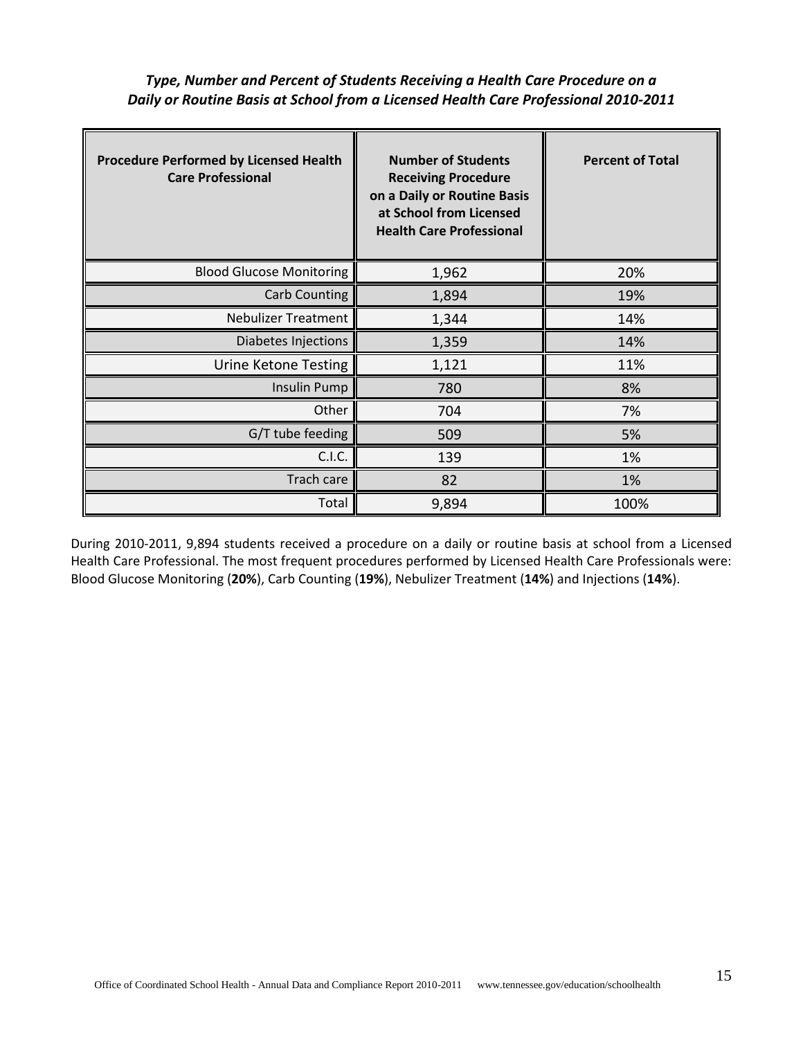***Type, Number and Percent of Students Receiving a Health Care Procedure on a Daily or Routine Basis at School from a Licensed Health Care Professional 2010-2011***

| Procedure Performed by Licensed Health Care Professional | Number of Students Receiving Procedure on a Daily or Routine Basis at School from Licensed Health Care Professional | Percent of Total |
|---|---|---|
| Blood Glucose Monitoring | 1,962 | 20% |
| Carb Counting | 1,894 | 19% |
| Nebulizer Treatment | 1,344 | 14% |
| Diabetes Injections | 1,359 | 14% |
| Urine Ketone Testing | 1,121 | 11% |
| Insulin Pump | 780 | 8% |
| Other | 704 | 7% |
| G/T tube feeding | 509 | 5% |
| C.I.C. | 139 | 1% |
| Trach care | 82 | 1% |
| Total | 9,894 | 100% |

During 2010-2011, 9,894 students received a procedure on a daily or routine basis at school from a Licensed Health Care Professional. The most frequent procedures performed by Licensed Health Care Professionals were: Blood Glucose Monitoring (**20%**), Carb Counting (**19%**), Nebulizer Treatment (**14%**) and Injections (**14%**).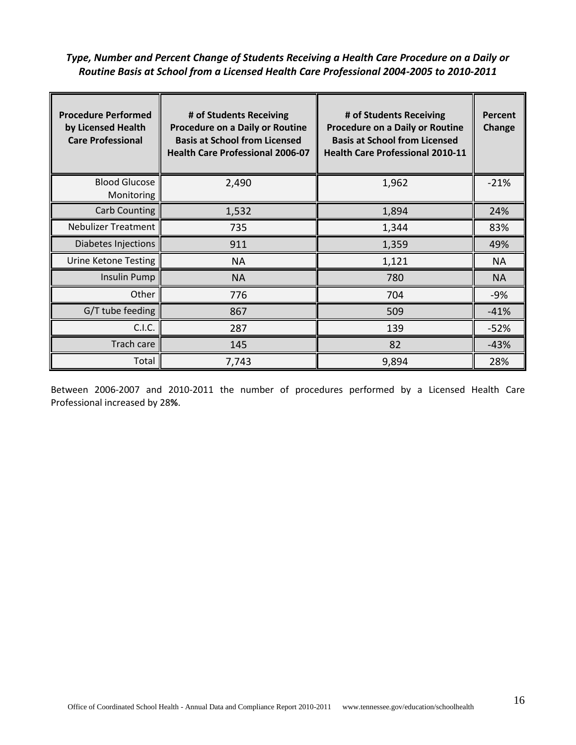***Type, Number and Percent Change of Students Receiving a Health Care Procedure on a Daily or Routine Basis at School from a Licensed Health Care Professional 2004-2005 to 2010-2011***

| Procedure Performed by Licensed Health Care Professional | # of Students Receiving Procedure on a Daily or Routine Basis at School from Licensed Health Care Professional 2006-07 | # of Students Receiving Procedure on a Daily or Routine Basis at School from Licensed Health Care Professional 2010-11 | Percent Change |
|---|---|---|---|
| Blood Glucose Monitoring | 2,490 | 1,962 | -21% |
| Carb Counting | 1,532 | 1,894 | 24% |
| Nebulizer Treatment | 735 | 1,344 | 83% |
| Diabetes Injections | 911 | 1,359 | 49% |
| Urine Ketone Testing | NA | 1,121 | NA |
| Insulin Pump | NA | 780 | NA |
| Other | 776 | 704 | -9% |
| G/T tube feeding | 867 | 509 | -41% |
| C.I.C. | 287 | 139 | -52% |
| Trach care | 145 | 82 | -43% |
| Total | 7,743 | 9,894 | 28% |

Between 2006-2007 and 2010-2011 the number of procedures performed by a Licensed Health Care Professional increased by 28**%**.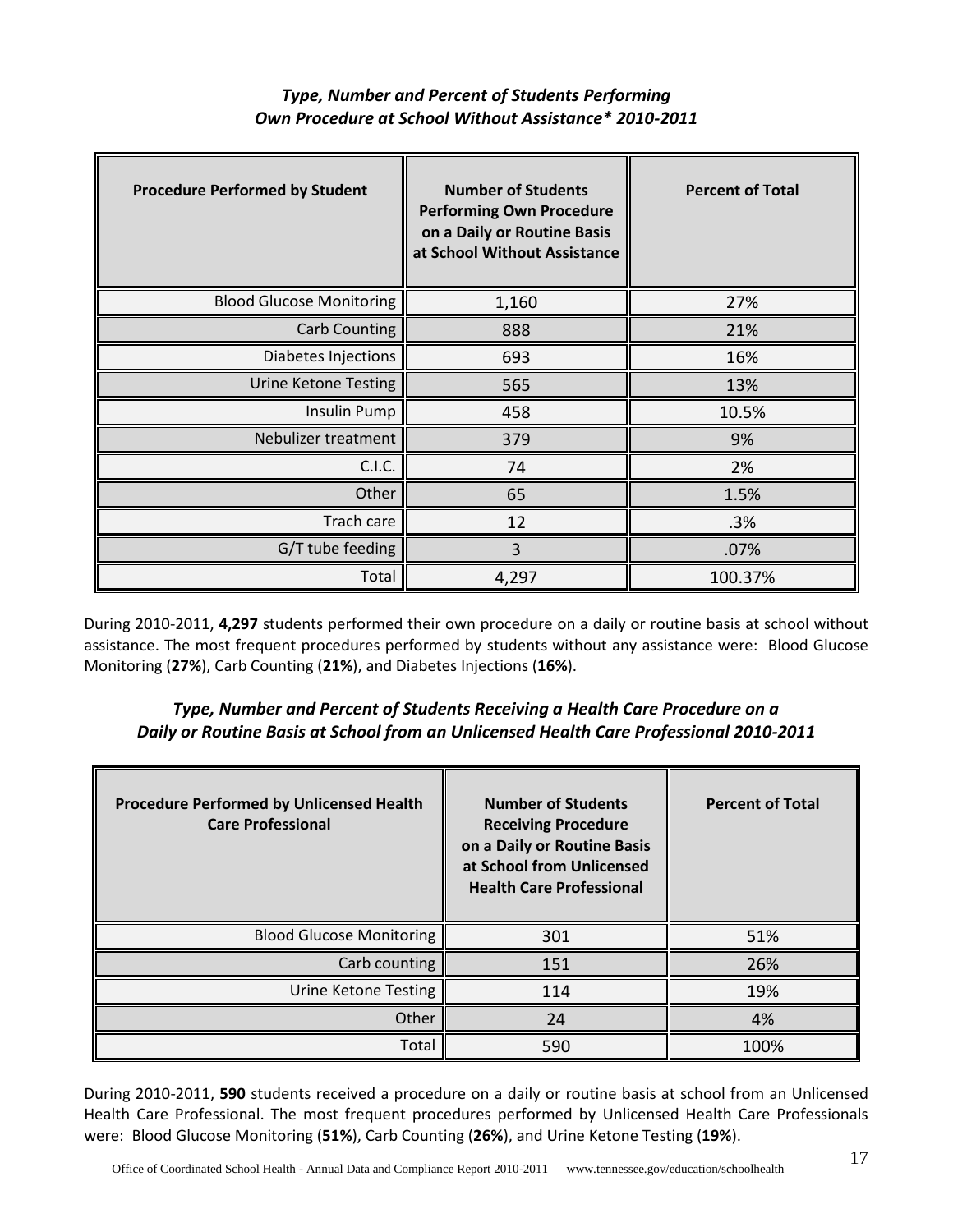### *Type, Number and Percent of Students Performing Own Procedure at School Without Assistance* 2010-2011*

| Procedure Performed by Student | Number of Students Performing Own Procedure on a Daily or Routine Basis at School Without Assistance | Percent of Total |
|---|---|---|
| Blood Glucose Monitoring | 1,160 | 27% |
| Carb Counting | 888 | 21% |
| Diabetes Injections | 693 | 16% |
| Urine Ketone Testing | 565 | 13% |
| Insulin Pump | 458 | 10.5% |
| Nebulizer treatment | 379 | 9% |
| C.I.C. | 74 | 2% |
| Other | 65 | 1.5% |
| Trach care | 12 | .3% |
| G/T tube feeding | 3 | .07% |
| Total | 4,297 | 100.37% |

During 2010-2011, **4,297** students performed their own procedure on a daily or routine basis at school without assistance. The most frequent procedures performed by students without any assistance were: Blood Glucose Monitoring (**27%**), Carb Counting (**21%**), and Diabetes Injections (**16%**).

### *Type, Number and Percent of Students Receiving a Health Care Procedure on a Daily or Routine Basis at School from an Unlicensed Health Care Professional 2010-2011*

| Procedure Performed by Unlicensed Health Care Professional | Number of Students Receiving Procedure on a Daily or Routine Basis at School from Unlicensed Health Care Professional | Percent of Total |
|---|---|---|
| Blood Glucose Monitoring | 301 | 51% |
| Carb counting | 151 | 26% |
| Urine Ketone Testing | 114 | 19% |
| Other | 24 | 4% |
| Total | 590 | 100% |

During 2010-2011, **590** students received a procedure on a daily or routine basis at school from an Unlicensed Health Care Professional. The most frequent procedures performed by Unlicensed Health Care Professionals were: Blood Glucose Monitoring (**51%**), Carb Counting (**26%**), and Urine Ketone Testing (**19%**).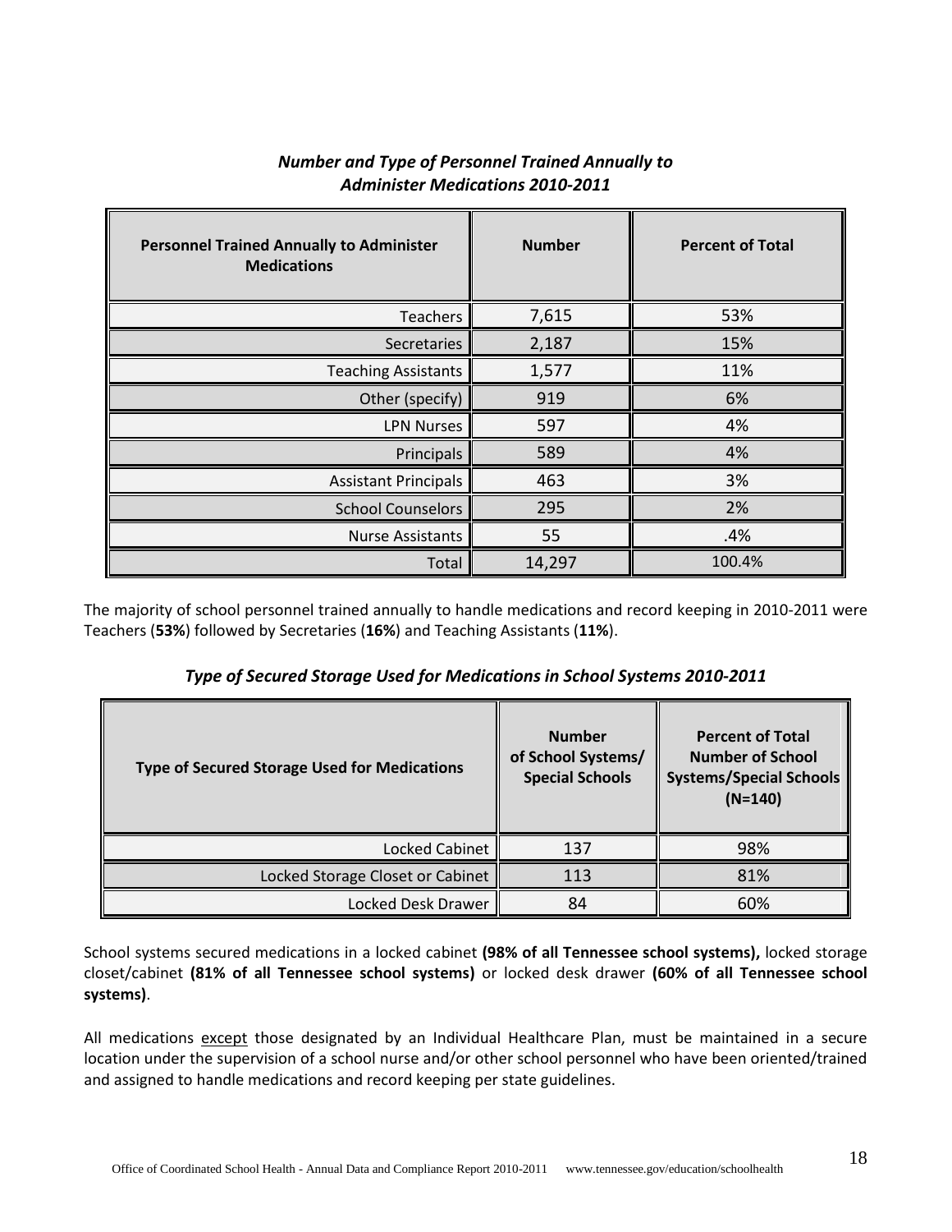### *Number and Type of Personnel Trained Annually to Administer Medications 2010-2011*

| Personnel Trained Annually to Administer Medications | Number | Percent of Total |
|---|---|---|
| Teachers | 7,615 | 53% |
| Secretaries | 2,187 | 15% |
| Teaching Assistants | 1,577 | 11% |
| Other (specify) | 919 | 6% |
| LPN Nurses | 597 | 4% |
| Principals | 589 | 4% |
| Assistant Principals | 463 | 3% |
| School Counselors | 295 | 2% |
| Nurse Assistants | 55 | .4% |
| Total | 14,297 | 100.4% |

The majority of school personnel trained annually to handle medications and record keeping in 2010-2011 were Teachers (**53%**) followed by Secretaries (**16%**) and Teaching Assistants (**11%**).

### *Type of Secured Storage Used for Medications in School Systems 2010-2011*

| Type of Secured Storage Used for Medications | Number of School Systems/ Special Schools | Percent of Total Number of School Systems/Special Schools (N=140) |
|---|---|---|
| Locked Cabinet | 137 | 98% |
| Locked Storage Closet or Cabinet | 113 | 81% |
| Locked Desk Drawer | 84 | 60% |

School systems secured medications in a locked cabinet **(98% of all Tennessee school systems),** locked storage closet/cabinet **(81% of all Tennessee school systems)** or locked desk drawer **(60% of all Tennessee school systems)**.

All medications except those designated by an Individual Healthcare Plan, must be maintained in a secure location under the supervision of a school nurse and/or other school personnel who have been oriented/trained and assigned to handle medications and record keeping per state guidelines.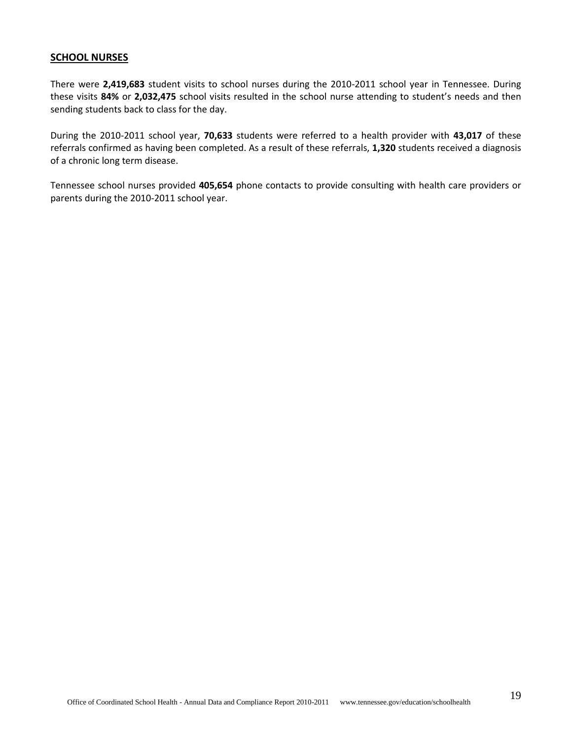## SCHOOL NURSES

There were **2,419,683** student visits to school nurses during the 2010-2011 school year in Tennessee. During these visits **84%** or **2,032,475** school visits resulted in the school nurse attending to student's needs and then sending students back to class for the day.

During the 2010-2011 school year, **70,633** students were referred to a health provider with **43,017** of these referrals confirmed as having been completed. As a result of these referrals, **1,320** students received a diagnosis of a chronic long term disease.

Tennessee school nurses provided **405,654** phone contacts to provide consulting with health care providers or parents during the 2010-2011 school year.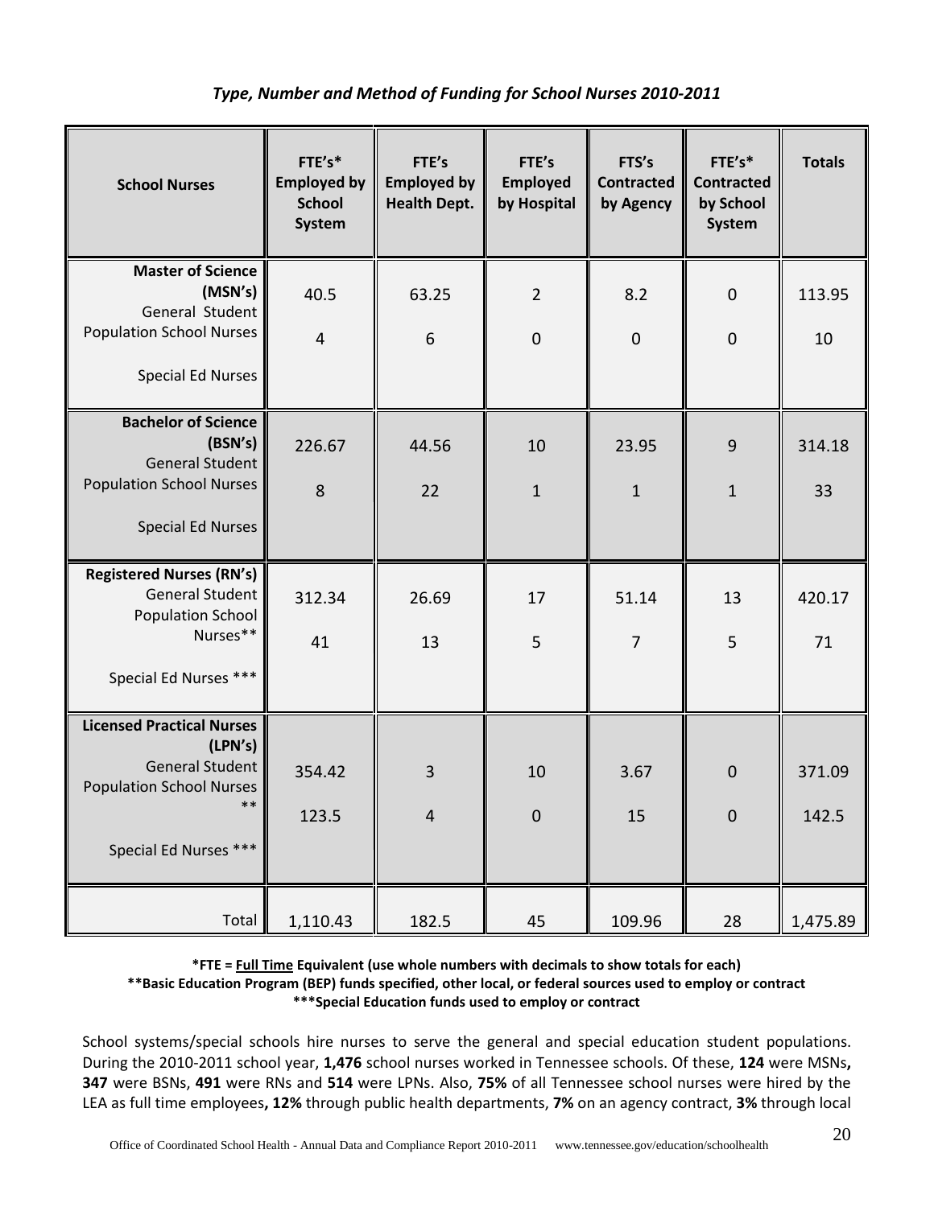*Type, Number and Method of Funding for School Nurses 2010-2011*

| School Nurses | FTE's* Employed by School System | FTE's Employed by Health Dept. | FTE's Employed by Hospital | FTS's Contracted by Agency | FTE's* Contracted by School System | Totals |
|---|---|---|---|---|---|---|
| **Master of Science (MSN's)** General Student Population School Nurses | 40.5 | 63.25 | 2 | 8.2 | 0 | 113.95 |
| Special Ed Nurses | 4 | 6 | 0 | 0 | 0 | 10 |
| **Bachelor of Science (BSN's)** General Student Population School Nurses | 226.67 | 44.56 | 10 | 23.95 | 9 | 314.18 |
| Special Ed Nurses | 8 | 22 | 1 | 1 | 1 | 33 |
| **Registered Nurses (RN's)** General Student Population School Nurses** | 312.34 | 26.69 | 17 | 51.14 | 13 | 420.17 |
| Special Ed Nurses *** | 41 | 13 | 5 | 7 | 5 | 71 |
| **Licensed Practical Nurses (LPN's)** General Student Population School Nurses ** | 354.42 | 3 | 10 | 3.67 | 0 | 371.09 |
| Special Ed Nurses *** | 123.5 | 4 | 0 | 15 | 0 | 142.5 |
| Total | 1,110.43 | 182.5 | 45 | 109.96 | 28 | 1,475.89 |

**\*FTE = Full Time Equivalent (use whole numbers with decimals to show totals for each)**
**\*\*Basic Education Program (BEP) funds specified, other local, or federal sources used to employ or contract**
**\*\*\*Special Education funds used to employ or contract**

School systems/special schools hire nurses to serve the general and special education student populations. During the 2010-2011 school year, **1,476** school nurses worked in Tennessee schools. Of these, **124** were MSNs**,** **347** were BSNs, **491** were RNs and **514** were LPNs. Also, **75%** of all Tennessee school nurses were hired by the LEA as full time employees**, 12%** through public health departments, **7%** on an agency contract, **3%** through local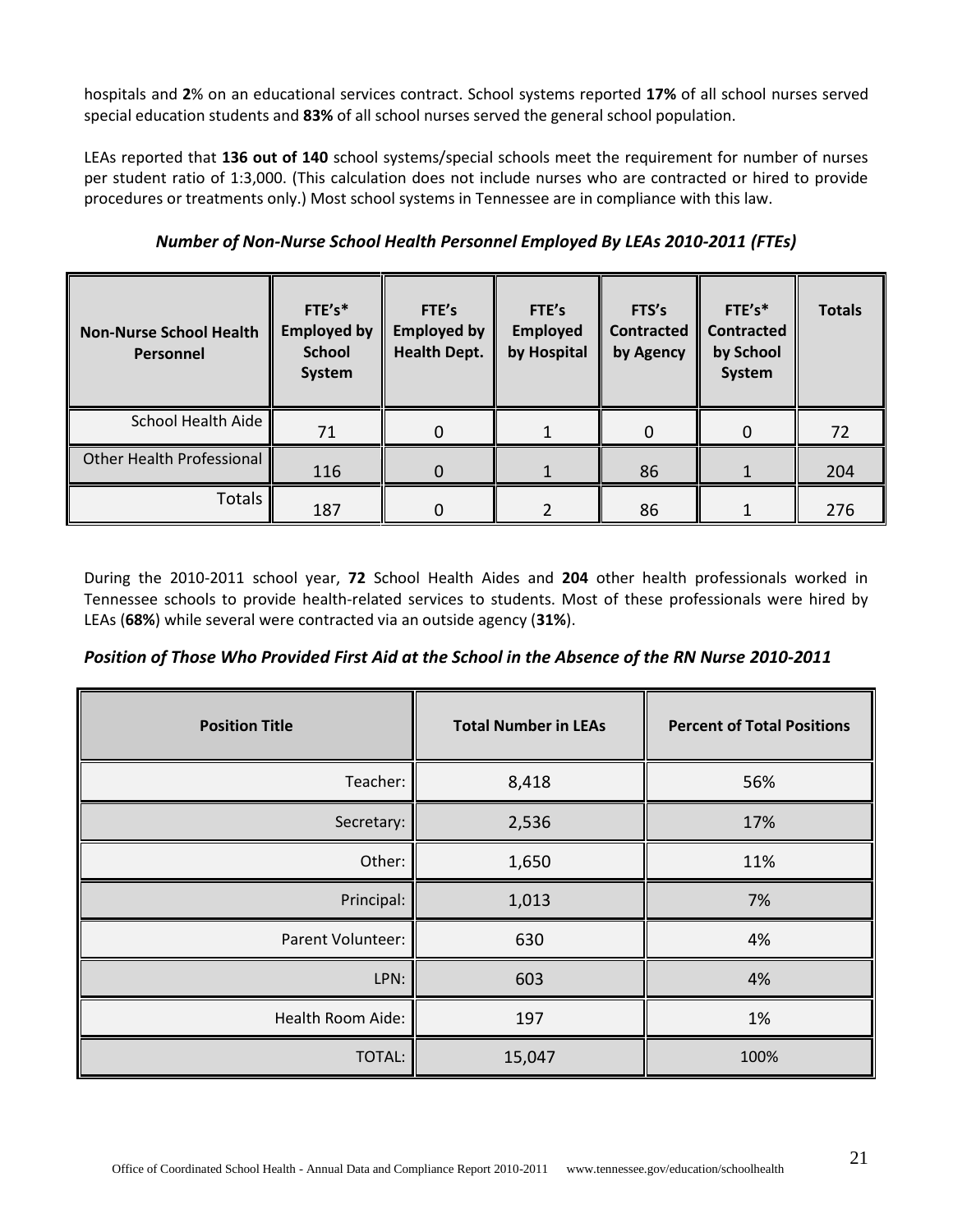hospitals and **2**% on an educational services contract. School systems reported **17%** of all school nurses served special education students and **83%** of all school nurses served the general school population.

LEAs reported that **136 out of 140** school systems/special schools meet the requirement for number of nurses per student ratio of 1:3,000. (This calculation does not include nurses who are contracted or hired to provide procedures or treatments only.) Most school systems in Tennessee are in compliance with this law.

***Number of Non-Nurse School Health Personnel Employed By LEAs 2010-2011 (FTEs)***

| Non-Nurse School Health Personnel | FTE's* Employed by School System | FTE's Employed by Health Dept. | FTE's Employed by Hospital | FTS's Contracted by Agency | FTE's* Contracted by School System | Totals |
|---|---|---|---|---|---|---|
| School Health Aide | 71 | 0 | 1 | 0 | 0 | 72 |
| Other Health Professional | 116 | 0 | 1 | 86 | 1 | 204 |
| Totals | 187 | 0 | 2 | 86 | 1 | 276 |

During the 2010-2011 school year, **72** School Health Aides and **204** other health professionals worked in Tennessee schools to provide health-related services to students. Most of these professionals were hired by LEAs (**68%**) while several were contracted via an outside agency (**31%**).

***Position of Those Who Provided First Aid at the School in the Absence of the RN Nurse 2010-2011***

| Position Title | Total Number in LEAs | Percent of Total Positions |
|---|---|---|
| Teacher: | 8,418 | 56% |
| Secretary: | 2,536 | 17% |
| Other: | 1,650 | 11% |
| Principal: | 1,013 | 7% |
| Parent Volunteer: | 630 | 4% |
| LPN: | 603 | 4% |
| Health Room Aide: | 197 | 1% |
| TOTAL: | 15,047 | 100% |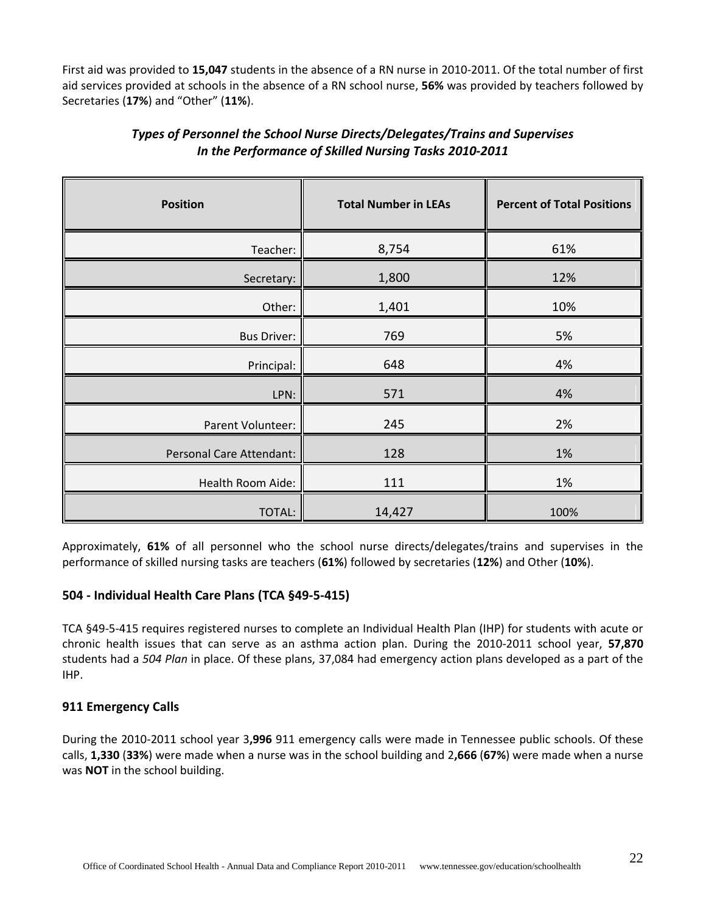First aid was provided to **15,047** students in the absence of a RN nurse in 2010-2011. Of the total number of first aid services provided at schools in the absence of a RN school nurse, **56%** was provided by teachers followed by Secretaries (**17%**) and "Other" (**11%**).

***Types of Personnel the School Nurse Directs/Delegates/Trains and Supervises In the Performance of Skilled Nursing Tasks 2010-2011***

| Position | Total Number in LEAs | Percent of Total Positions |
|---|---|---|
| Teacher: | 8,754 | 61% |
| Secretary: | 1,800 | 12% |
| Other: | 1,401 | 10% |
| Bus Driver: | 769 | 5% |
| Principal: | 648 | 4% |
| LPN: | 571 | 4% |
| Parent Volunteer: | 245 | 2% |
| Personal Care Attendant: | 128 | 1% |
| Health Room Aide: | 111 | 1% |
| TOTAL: | 14,427 | 100% |

Approximately, **61%** of all personnel who the school nurse directs/delegates/trains and supervises in the performance of skilled nursing tasks are teachers (**61%**) followed by secretaries (**12%**) and Other (**10%**).

## 504 - Individual Health Care Plans (TCA §49-5-415)

TCA §49-5-415 requires registered nurses to complete an Individual Health Plan (IHP) for students with acute or chronic health issues that can serve as an asthma action plan. During the 2010-2011 school year, **57,870** students had a *504 Plan* in place. Of these plans, 37,084 had emergency action plans developed as a part of the IHP.

## 911 Emergency Calls

During the 2010-2011 school year 3**,996** 911 emergency calls were made in Tennessee public schools. Of these calls, **1,330** (**33%**) were made when a nurse was in the school building and 2**,666** (**67%**) were made when a nurse was **NOT** in the school building.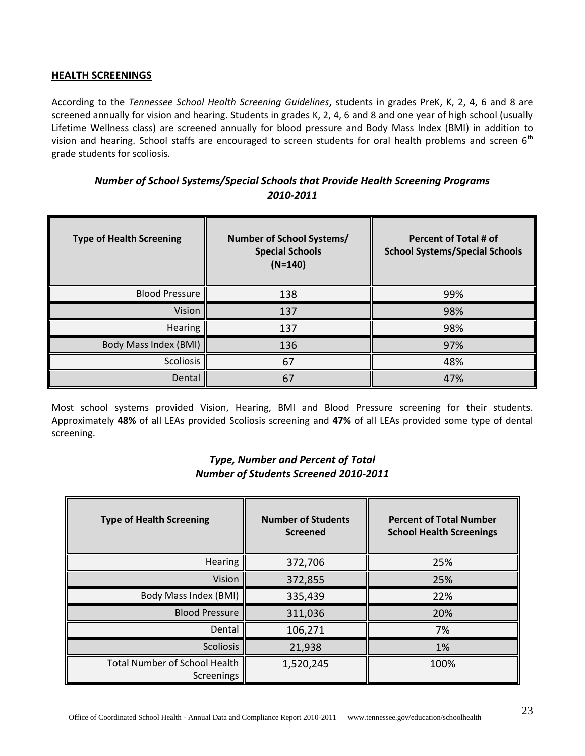## HEALTH SCREENINGS

According to the *Tennessee School Health Screening Guidelines***,** students in grades PreK, K, 2, 4, 6 and 8 are screened annually for vision and hearing. Students in grades K, 2, 4, 6 and 8 and one year of high school (usually Lifetime Wellness class) are screened annually for blood pressure and Body Mass Index (BMI) in addition to vision and hearing. School staffs are encouraged to screen students for oral health problems and screen 6th grade students for scoliosis.

### *Number of School Systems/Special Schools that Provide Health Screening Programs 2010-2011*

| Type of Health Screening | Number of School Systems/ Special Schools (N=140) | Percent of Total # of School Systems/Special Schools |
|---|---|---|
| Blood Pressure | 138 | 99% |
| Vision | 137 | 98% |
| Hearing | 137 | 98% |
| Body Mass Index (BMI) | 136 | 97% |
| Scoliosis | 67 | 48% |
| Dental | 67 | 47% |

Most school systems provided Vision, Hearing, BMI and Blood Pressure screening for their students. Approximately **48%** of all LEAs provided Scoliosis screening and **47%** of all LEAs provided some type of dental screening.

### *Type, Number and Percent of Total Number of Students Screened 2010-2011*

| Type of Health Screening | Number of Students Screened | Percent of Total Number School Health Screenings |
|---|---|---|
| Hearing | 372,706 | 25% |
| Vision | 372,855 | 25% |
| Body Mass Index (BMI) | 335,439 | 22% |
| Blood Pressure | 311,036 | 20% |
| Dental | 106,271 | 7% |
| Scoliosis | 21,938 | 1% |
| Total Number of School Health Screenings | 1,520,245 | 100% |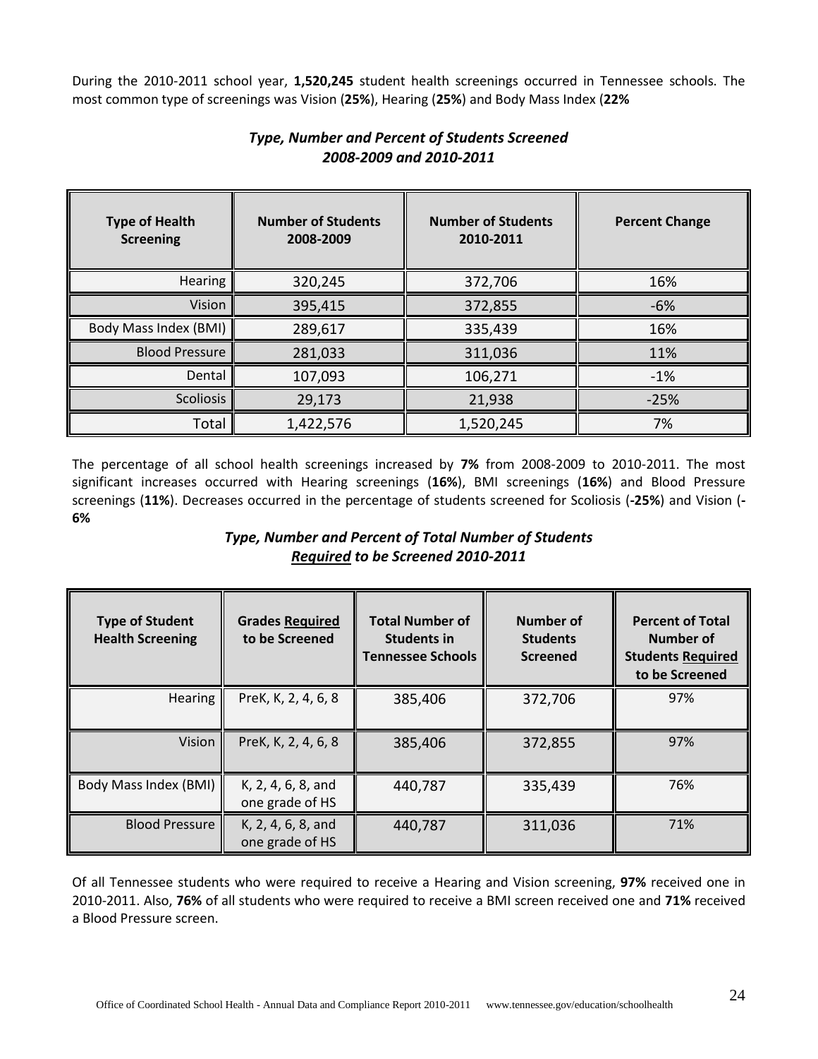During the 2010-2011 school year, **1,520,245** student health screenings occurred in Tennessee schools. The most common type of screenings was Vision (**25%**), Hearing (**25%**) and Body Mass Index (**22%**

***Type, Number and Percent of Students Screened 2008-2009 and 2010-2011***

| Type of Health Screening | Number of Students 2008-2009 | Number of Students 2010-2011 | Percent Change |
|---|---|---|---|
| Hearing | 320,245 | 372,706 | 16% |
| Vision | 395,415 | 372,855 | -6% |
| Body Mass Index (BMI) | 289,617 | 335,439 | 16% |
| Blood Pressure | 281,033 | 311,036 | 11% |
| Dental | 107,093 | 106,271 | -1% |
| Scoliosis | 29,173 | 21,938 | -25% |
| Total | 1,422,576 | 1,520,245 | 7% |

The percentage of all school health screenings increased by **7%** from 2008-2009 to 2010-2011. The most significant increases occurred with Hearing screenings (**16%**), BMI screenings (**16%**) and Blood Pressure screenings (**11%**). Decreases occurred in the percentage of students screened for Scoliosis (**-25%**) and Vision (**-6%**

***Type, Number and Percent of Total Number of Students <u>Required</u> to be Screened 2010-2011***

| Type of Student Health Screening | Grades <u>Required</u> to be Screened | Total Number of Students in Tennessee Schools | Number of Students Screened | Percent of Total Number of Students <u>Required</u> to be Screened |
|---|---|---|---|---|
| Hearing | PreK, K, 2, 4, 6, 8 | 385,406 | 372,706 | 97% |
| Vision | PreK, K, 2, 4, 6, 8 | 385,406 | 372,855 | 97% |
| Body Mass Index (BMI) | K, 2, 4, 6, 8, and one grade of HS | 440,787 | 335,439 | 76% |
| Blood Pressure | K, 2, 4, 6, 8, and one grade of HS | 440,787 | 311,036 | 71% |

Of all Tennessee students who were required to receive a Hearing and Vision screening, **97%** received one in 2010-2011. Also, **76%** of all students who were required to receive a BMI screen received one and **71%** received a Blood Pressure screen.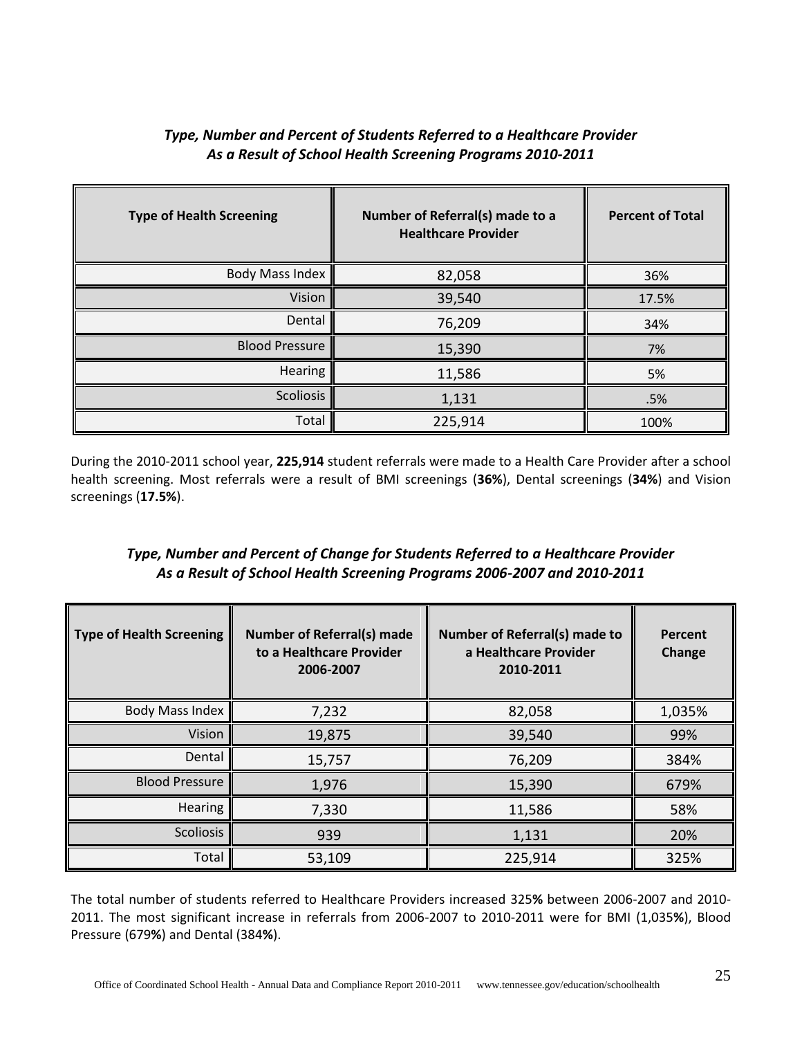***Type, Number and Percent of Students Referred to a Healthcare Provider As a Result of School Health Screening Programs 2010-2011***

| Type of Health Screening | Number of Referral(s) made to a Healthcare Provider | Percent of Total |
|---|---|---|
| Body Mass Index | 82,058 | 36% |
| Vision | 39,540 | 17.5% |
| Dental | 76,209 | 34% |
| Blood Pressure | 15,390 | 7% |
| Hearing | 11,586 | 5% |
| Scoliosis | 1,131 | .5% |
| Total | 225,914 | 100% |

During the 2010-2011 school year, **225,914** student referrals were made to a Health Care Provider after a school health screening. Most referrals were a result of BMI screenings (**36%**), Dental screenings (**34%**) and Vision screenings (**17.5%**).

***Type, Number and Percent of Change for Students Referred to a Healthcare Provider As a Result of School Health Screening Programs 2006-2007 and 2010-2011***

| Type of Health Screening | Number of Referral(s) made to a Healthcare Provider 2006-2007 | Number of Referral(s) made to a Healthcare Provider 2010-2011 | Percent Change |
|---|---|---|---|
| Body Mass Index | 7,232 | 82,058 | 1,035% |
| Vision | 19,875 | 39,540 | 99% |
| Dental | 15,757 | 76,209 | 384% |
| Blood Pressure | 1,976 | 15,390 | 679% |
| Hearing | 7,330 | 11,586 | 58% |
| Scoliosis | 939 | 1,131 | 20% |
| Total | 53,109 | 225,914 | 325% |

The total number of students referred to Healthcare Providers increased 325**%** between 2006-2007 and 2010-2011. The most significant increase in referrals from 2006-2007 to 2010-2011 were for BMI (1,035**%**), Blood Pressure (679**%**) and Dental (384**%**).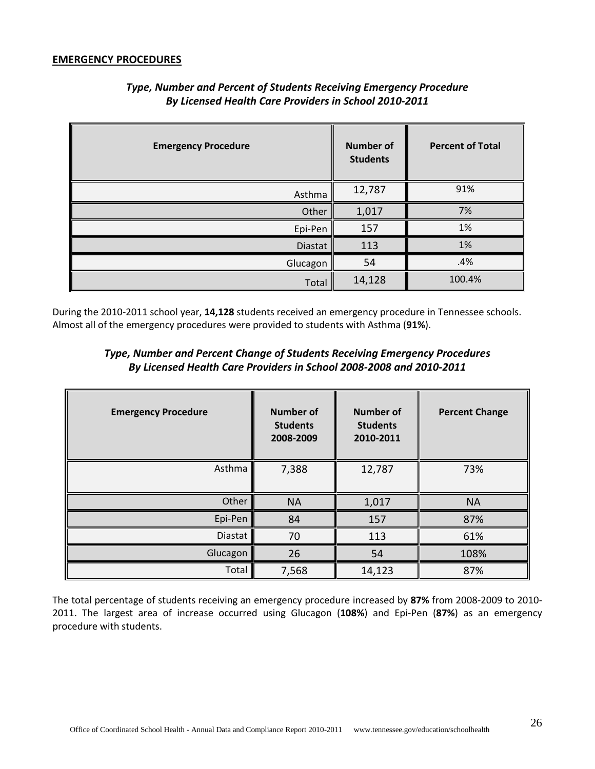## **EMERGENCY PROCEDURES**

***Type, Number and Percent of Students Receiving Emergency Procedure By Licensed Health Care Providers in School 2010-2011***

| Emergency Procedure | Number of Students | Percent of Total |
|---|---|---|
| Asthma | 12,787 | 91% |
| Other | 1,017 | 7% |
| Epi-Pen | 157 | 1% |
| Diastat | 113 | 1% |
| Glucagon | 54 | .4% |
| Total | 14,128 | 100.4% |

During the 2010-2011 school year, **14,128** students received an emergency procedure in Tennessee schools. Almost all of the emergency procedures were provided to students with Asthma (**91%**).

***Type, Number and Percent Change of Students Receiving Emergency Procedures By Licensed Health Care Providers in School 2008-2008 and 2010-2011***

| Emergency Procedure | Number of Students 2008-2009 | Number of Students 2010-2011 | Percent Change |
|---|---|---|---|
| Asthma | 7,388 | 12,787 | 73% |
| Other | NA | 1,017 | NA |
| Epi-Pen | 84 | 157 | 87% |
| Diastat | 70 | 113 | 61% |
| Glucagon | 26 | 54 | 108% |
| Total | 7,568 | 14,123 | 87% |

The total percentage of students receiving an emergency procedure increased by **87%** from 2008-2009 to 2010-2011. The largest area of increase occurred using Glucagon (**108%**) and Epi-Pen (**87%**) as an emergency procedure with students.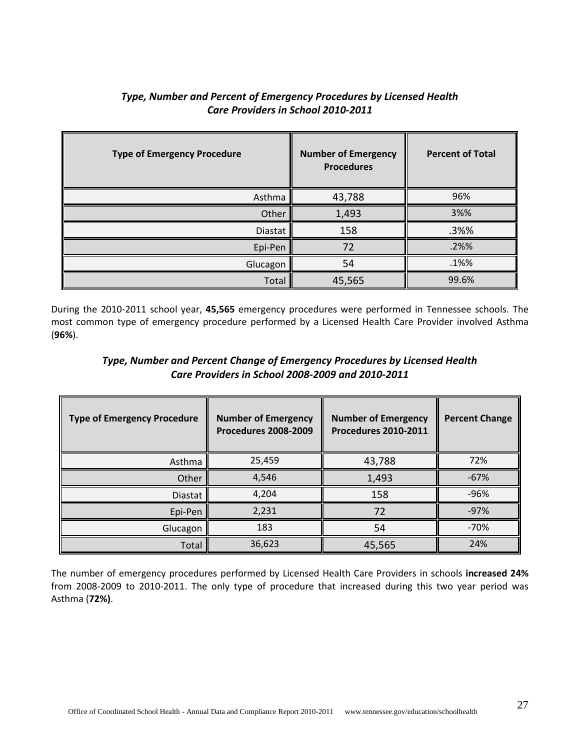### *Type, Number and Percent of Emergency Procedures by Licensed Health Care Providers in School 2010-2011*

| Type of Emergency Procedure | Number of Emergency Procedures | Percent of Total |
|---|---|---|
| Asthma | 43,788 | 96% |
| Other | 1,493 | 3%% |
| Diastat | 158 | .3%% |
| Epi-Pen | 72 | .2%% |
| Glucagon | 54 | .1%% |
| Total | 45,565 | 99.6% |

During the 2010-2011 school year, **45,565** emergency procedures were performed in Tennessee schools. The most common type of emergency procedure performed by a Licensed Health Care Provider involved Asthma (**96%**).

### *Type, Number and Percent Change of Emergency Procedures by Licensed Health Care Providers in School 2008-2009 and 2010-2011*

| Type of Emergency Procedure | Number of Emergency Procedures 2008-2009 | Number of Emergency Procedures 2010-2011 | Percent Change |
|---|---|---|---|
| Asthma | 25,459 | 43,788 | 72% |
| Other | 4,546 | 1,493 | -67% |
| Diastat | 4,204 | 158 | -96% |
| Epi-Pen | 2,231 | 72 | -97% |
| Glucagon | 183 | 54 | -70% |
| Total | 36,623 | 45,565 | 24% |

The number of emergency procedures performed by Licensed Health Care Providers in schools **increased 24%** from 2008-2009 to 2010-2011. The only type of procedure that increased during this two year period was Asthma (**72%)**.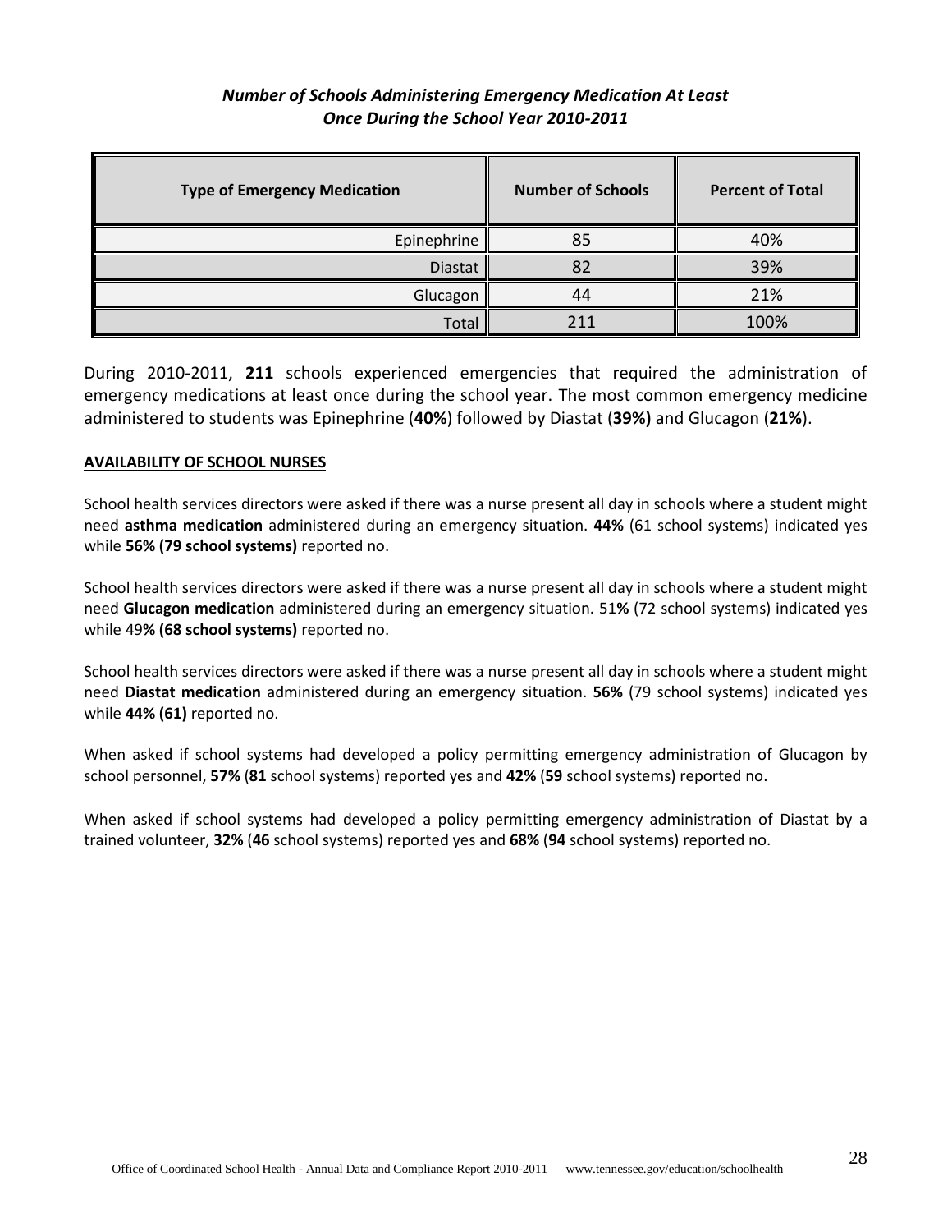***Number of Schools Administering Emergency Medication At Least Once During the School Year 2010-2011***

| Type of Emergency Medication | Number of Schools | Percent of Total |
|---|---|---|
| Epinephrine | 85 | 40% |
| Diastat | 82 | 39% |
| Glucagon | 44 | 21% |
| Total | 211 | 100% |

During 2010-2011, **211** schools experienced emergencies that required the administration of emergency medications at least once during the school year. The most common emergency medicine administered to students was Epinephrine (**40%**) followed by Diastat (**39%)** and Glucagon (**21%**).

**AVAILABILITY OF SCHOOL NURSES**

School health services directors were asked if there was a nurse present all day in schools where a student might need **asthma medication** administered during an emergency situation. **44%** (61 school systems) indicated yes while **56% (79 school systems)** reported no.

School health services directors were asked if there was a nurse present all day in schools where a student might need **Glucagon medication** administered during an emergency situation. 51**%** (72 school systems) indicated yes while 49**% (68 school systems)** reported no.

School health services directors were asked if there was a nurse present all day in schools where a student might need **Diastat medication** administered during an emergency situation. **56%** (79 school systems) indicated yes while **44% (61)** reported no.

When asked if school systems had developed a policy permitting emergency administration of Glucagon by school personnel, **57%** (**81** school systems) reported yes and **42%** (**59** school systems) reported no.

When asked if school systems had developed a policy permitting emergency administration of Diastat by a trained volunteer, **32%** (**46** school systems) reported yes and **68%** (**94** school systems) reported no.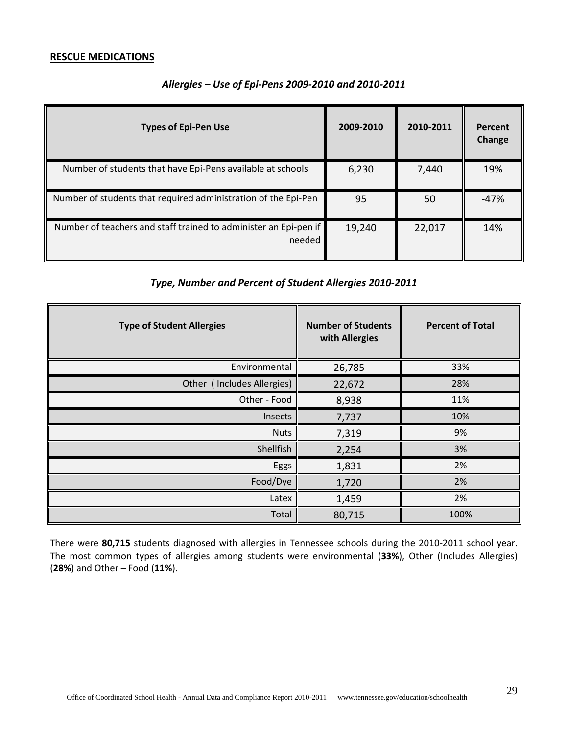## RESCUE MEDICATIONS

### *Allergies – Use of Epi-Pens 2009-2010 and 2010-2011*

| Types of Epi-Pen Use | 2009-2010 | 2010-2011 | Percent Change |
|---|---|---|---|
| Number of students that have Epi-Pens available at schools | 6,230 | 7,440 | 19% |
| Number of students that required administration of the Epi-Pen | 95 | 50 | -47% |
| Number of teachers and staff trained to administer an Epi-pen if needed | 19,240 | 22,017 | 14% |

### *Type, Number and Percent of Student Allergies 2010-2011*

| Type of Student Allergies | Number of Students with Allergies | Percent of Total |
|---|---|---|
| Environmental | 26,785 | 33% |
| Other ( Includes Allergies) | 22,672 | 28% |
| Other - Food | 8,938 | 11% |
| Insects | 7,737 | 10% |
| Nuts | 7,319 | 9% |
| Shellfish | 2,254 | 3% |
| Eggs | 1,831 | 2% |
| Food/Dye | 1,720 | 2% |
| Latex | 1,459 | 2% |
| Total | 80,715 | 100% |

There were **80,715** students diagnosed with allergies in Tennessee schools during the 2010-2011 school year. The most common types of allergies among students were environmental (**33%**), Other (Includes Allergies) (**28%**) and Other – Food (**11%**).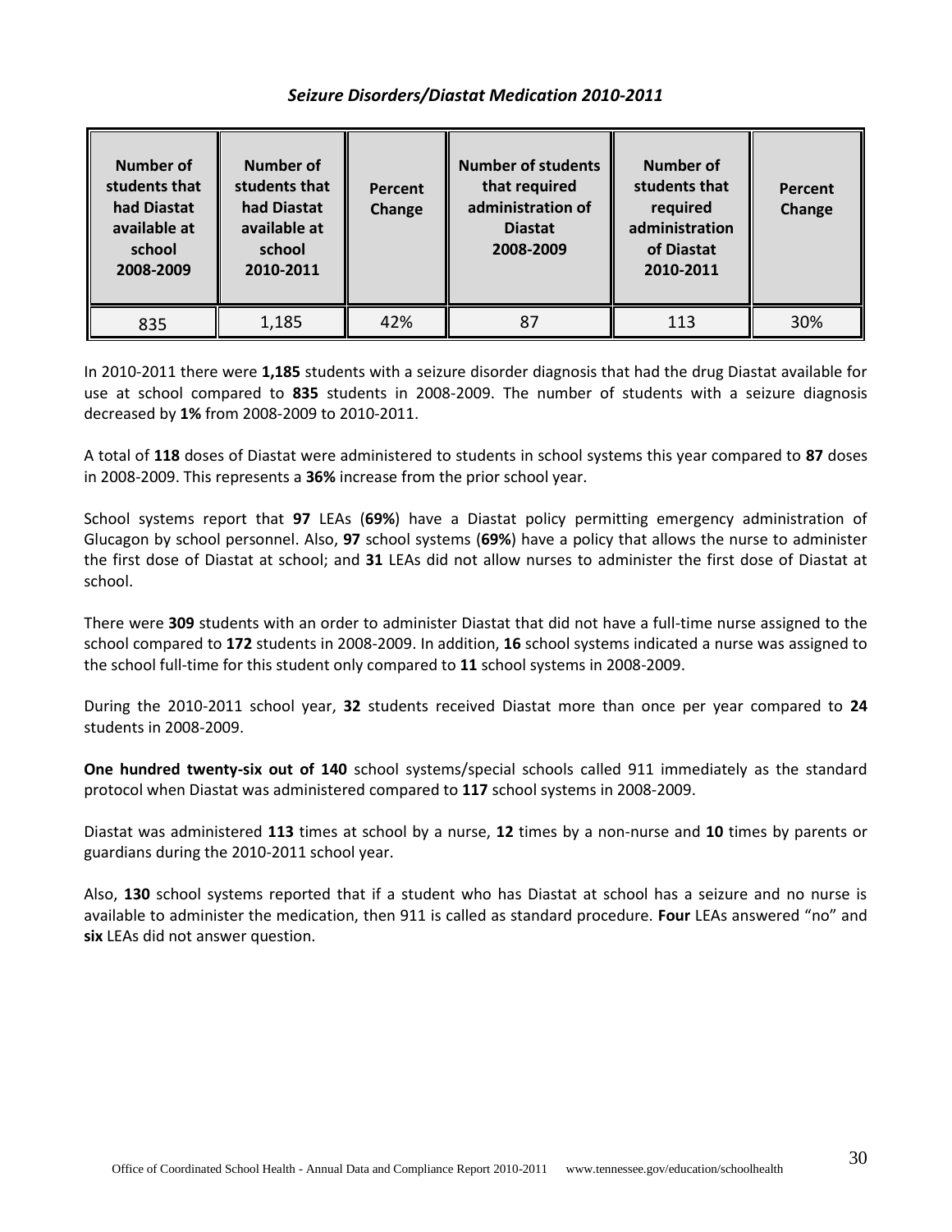### *Seizure Disorders/Diastat Medication 2010-2011*

| Number of students that had Diastat available at school 2008-2009 | Number of students that had Diastat available at school 2010-2011 | Percent Change | Number of students that required administration of Diastat 2008-2009 | Number of students that required administration of Diastat 2010-2011 | Percent Change |
|---|---|---|---|---|---|
| 835 | 1,185 | 42% | 87 | 113 | 30% |

In 2010-2011 there were **1,185** students with a seizure disorder diagnosis that had the drug Diastat available for use at school compared to **835** students in 2008-2009. The number of students with a seizure diagnosis decreased by **1%** from 2008-2009 to 2010-2011.

A total of **118** doses of Diastat were administered to students in school systems this year compared to **87** doses in 2008-2009. This represents a **36%** increase from the prior school year.

School systems report that **97** LEAs (**69%**) have a Diastat policy permitting emergency administration of Glucagon by school personnel. Also, **97** school systems (**69%**) have a policy that allows the nurse to administer the first dose of Diastat at school; and **31** LEAs did not allow nurses to administer the first dose of Diastat at school.

There were **309** students with an order to administer Diastat that did not have a full-time nurse assigned to the school compared to **172** students in 2008-2009. In addition, **16** school systems indicated a nurse was assigned to the school full-time for this student only compared to **11** school systems in 2008-2009.

During the 2010-2011 school year, **32** students received Diastat more than once per year compared to **24** students in 2008-2009.

**One hundred twenty-six out of 140** school systems/special schools called 911 immediately as the standard protocol when Diastat was administered compared to **117** school systems in 2008-2009.

Diastat was administered **113** times at school by a nurse, **12** times by a non-nurse and **10** times by parents or guardians during the 2010-2011 school year.

Also, **130** school systems reported that if a student who has Diastat at school has a seizure and no nurse is available to administer the medication, then 911 is called as standard procedure. **Four** LEAs answered "no" and **six** LEAs did not answer question.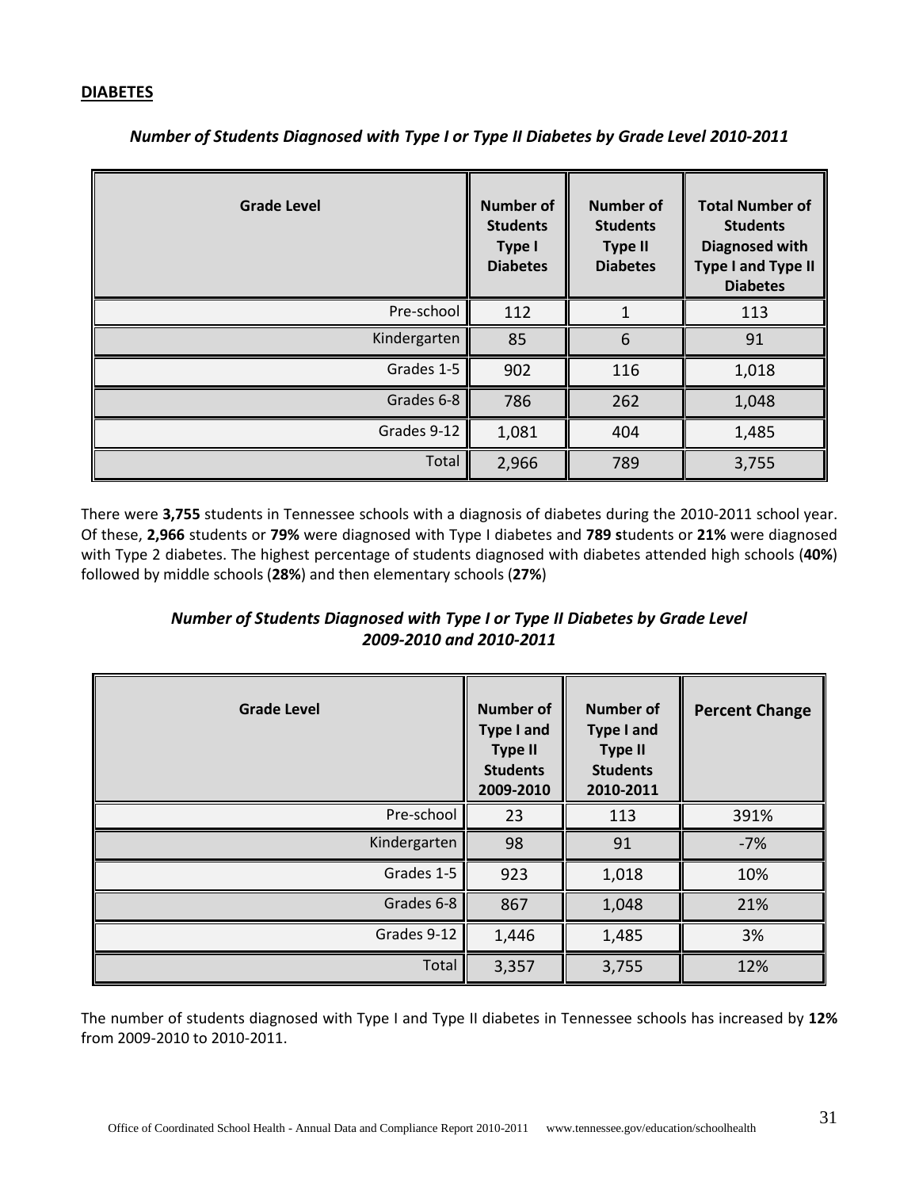**DIABETES**

***Number of Students Diagnosed with Type I or Type II Diabetes by Grade Level 2010-2011***

| Grade Level | Number of Students Type I Diabetes | Number of Students Type II Diabetes | Total Number of Students Diagnosed with Type I and Type II Diabetes |
|---|---|---|---|
| Pre-school | 112 | 1 | 113 |
| Kindergarten | 85 | 6 | 91 |
| Grades 1-5 | 902 | 116 | 1,018 |
| Grades 6-8 | 786 | 262 | 1,048 |
| Grades 9-12 | 1,081 | 404 | 1,485 |
| Total | 2,966 | 789 | 3,755 |

There were **3,755** students in Tennessee schools with a diagnosis of diabetes during the 2010-2011 school year. Of these, **2,966** students or **79%** were diagnosed with Type I diabetes and **789 s**tudents or **21%** were diagnosed with Type 2 diabetes. The highest percentage of students diagnosed with diabetes attended high schools (**40%**) followed by middle schools (**28%**) and then elementary schools (**27%**)

***Number of Students Diagnosed with Type I or Type II Diabetes by Grade Level 2009-2010 and 2010-2011***

| Grade Level | Number of Type I and Type II Students 2009-2010 | Number of Type I and Type II Students 2010-2011 | Percent Change |
|---|---|---|---|
| Pre-school | 23 | 113 | 391% |
| Kindergarten | 98 | 91 | -7% |
| Grades 1-5 | 923 | 1,018 | 10% |
| Grades 6-8 | 867 | 1,048 | 21% |
| Grades 9-12 | 1,446 | 1,485 | 3% |
| Total | 3,357 | 3,755 | 12% |

The number of students diagnosed with Type I and Type II diabetes in Tennessee schools has increased by **12%** from 2009-2010 to 2010-2011.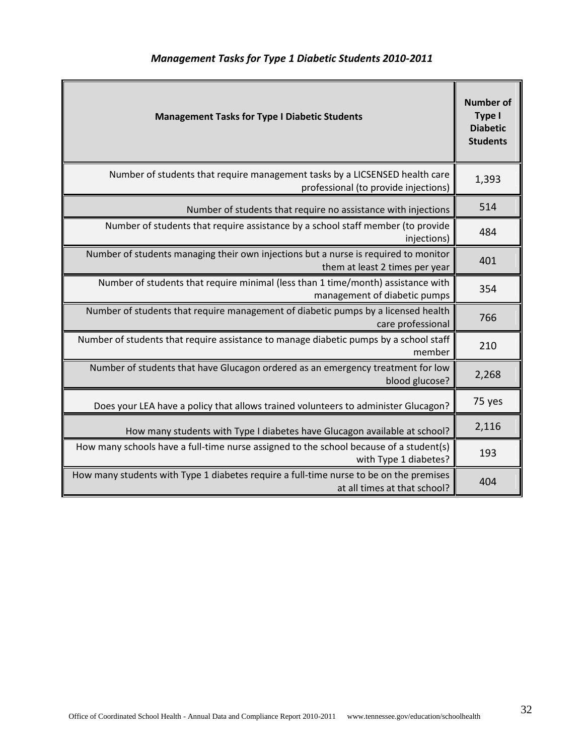## *Management Tasks for Type 1 Diabetic Students 2010-2011*

| Management Tasks for Type I Diabetic Students | Number of Type I Diabetic Students |
|---|---|
| Number of students that require management tasks by a LICSENSED health care professional (to provide injections) | 1,393 |
| Number of students that require no assistance with injections | 514 |
| Number of students that require assistance by a school staff member (to provide injections) | 484 |
| Number of students managing their own injections but a nurse is required to monitor them at least 2 times per year | 401 |
| Number of students that require minimal (less than 1 time/month) assistance with management of diabetic pumps | 354 |
| Number of students that require management of diabetic pumps by a licensed health care professional | 766 |
| Number of students that require assistance to manage diabetic pumps by a school staff member | 210 |
| Number of students that have Glucagon ordered as an emergency treatment for low blood glucose? | 2,268 |
| Does your LEA have a policy that allows trained volunteers to administer Glucagon? | 75 yes |
| How many students with Type I diabetes have Glucagon available at school? | 2,116 |
| How many schools have a full-time nurse assigned to the school because of a student(s) with Type 1 diabetes? | 193 |
| How many students with Type 1 diabetes require a full-time nurse to be on the premises at all times at that school? | 404 |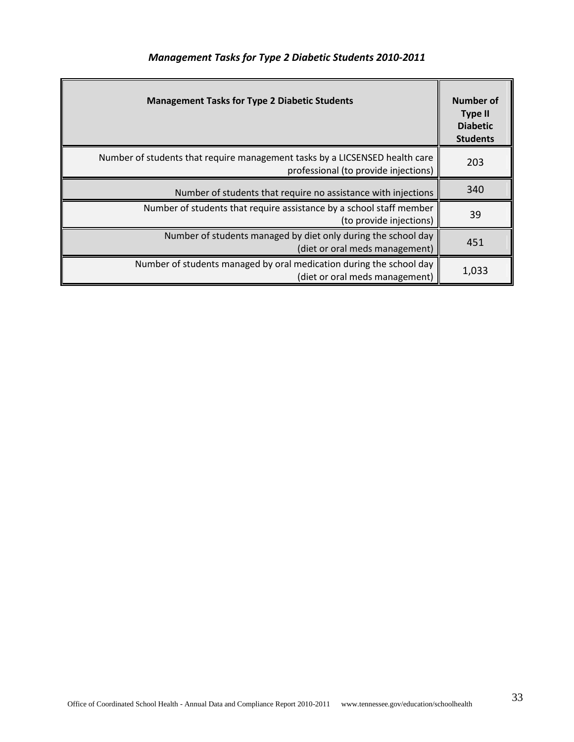*Management Tasks for Type 2 Diabetic Students 2010-2011*

| Management Tasks for Type 2 Diabetic Students | Number of Type II Diabetic Students |
|---|---|
| Number of students that require management tasks by a LICSENSED health care professional (to provide injections) | 203 |
| Number of students that require no assistance with injections | 340 |
| Number of students that require assistance by a school staff member (to provide injections) | 39 |
| Number of students managed by diet only during the school day (diet or oral meds management) | 451 |
| Number of students managed by oral medication during the school day (diet or oral meds management) | 1,033 |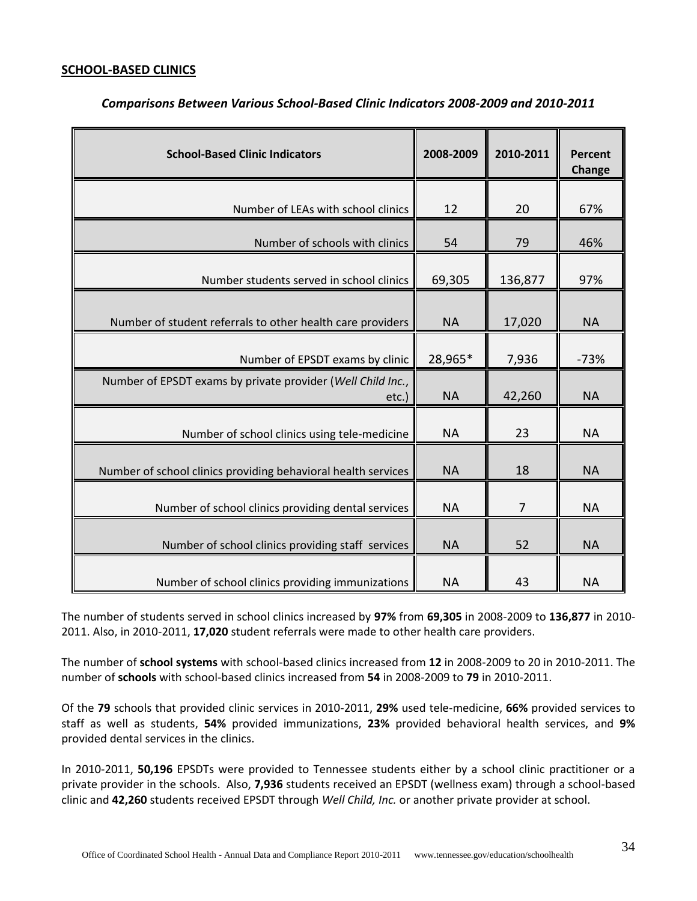**SCHOOL-BASED CLINICS**

***Comparisons Between Various School-Based Clinic Indicators 2008-2009 and 2010-2011***

| School-Based Clinic Indicators | 2008-2009 | 2010-2011 | Percent Change |
|---|---|---|---|
| Number of LEAs with school clinics | 12 | 20 | 67% |
| Number of schools with clinics | 54 | 79 | 46% |
| Number students served in school clinics | 69,305 | 136,877 | 97% |
| Number of student referrals to other health care providers | NA | 17,020 | NA |
| Number of EPSDT exams by clinic | 28,965* | 7,936 | -73% |
| Number of EPSDT exams by private provider (*Well Child Inc.*, etc.) | NA | 42,260 | NA |
| Number of school clinics using tele-medicine | NA | 23 | NA |
| Number of school clinics providing behavioral health services | NA | 18 | NA |
| Number of school clinics providing dental services | NA | 7 | NA |
| Number of school clinics providing staff services | NA | 52 | NA |
| Number of school clinics providing immunizations | NA | 43 | NA |

The number of students served in school clinics increased by **97%** from **69,305** in 2008-2009 to **136,877** in 2010-2011. Also, in 2010-2011, **17,020** student referrals were made to other health care providers.

The number of **school systems** with school-based clinics increased from **12** in 2008-2009 to 20 in 2010-2011. The number of **schools** with school-based clinics increased from **54** in 2008-2009 to **79** in 2010-2011.

Of the **79** schools that provided clinic services in 2010-2011, **29%** used tele-medicine, **66%** provided services to staff as well as students, **54%** provided immunizations, **23%** provided behavioral health services, and **9%** provided dental services in the clinics.

In 2010-2011, **50,196** EPSDTs were provided to Tennessee students either by a school clinic practitioner or a private provider in the schools. Also, **7,936** students received an EPSDT (wellness exam) through a school-based clinic and **42,260** students received EPSDT through *Well Child, Inc.* or another private provider at school.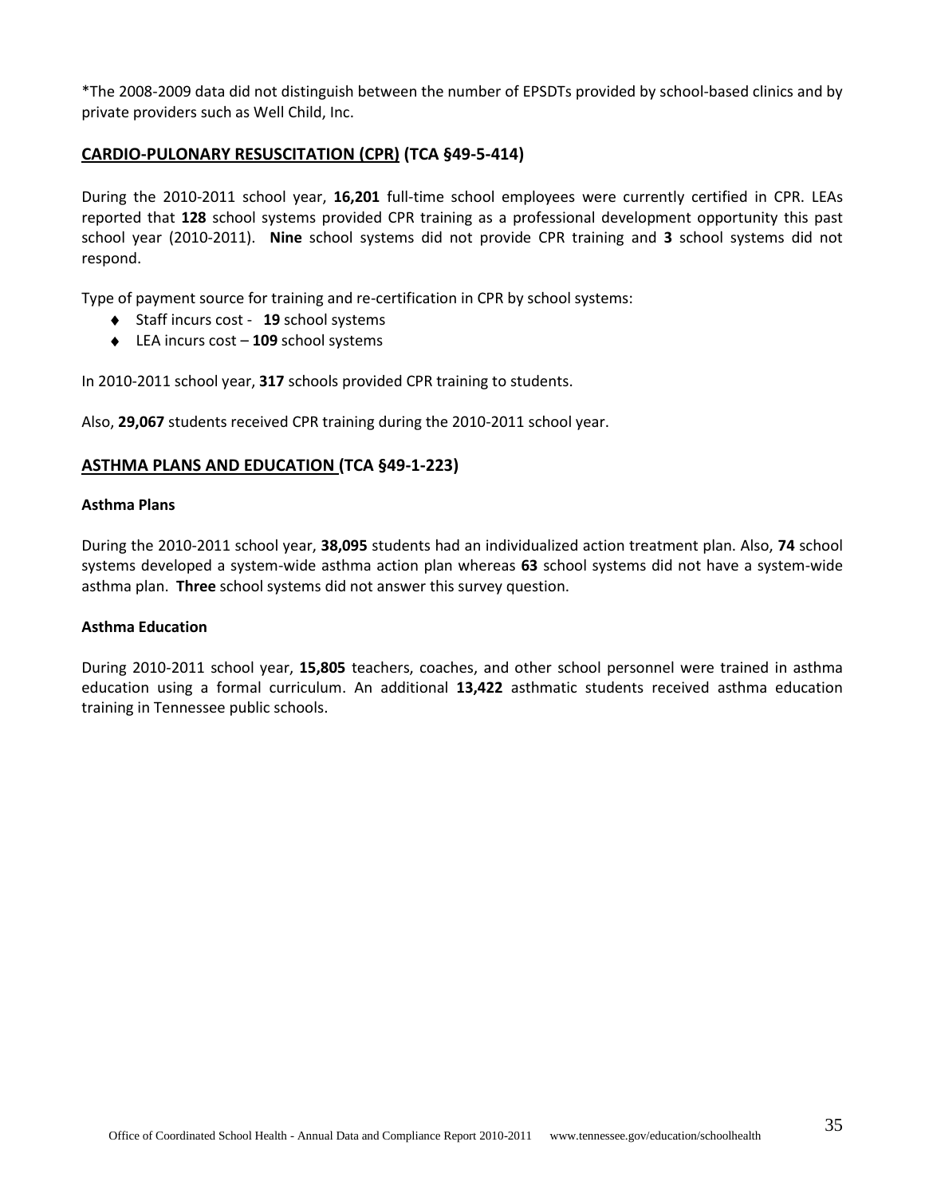*The 2008-2009 data did not distinguish between the number of EPSDTs provided by school-based clinics and by private providers such as Well Child, Inc.

## CARDIO-PULONARY RESUSCITATION (CPR) (TCA §49-5-414)

During the 2010-2011 school year, **16,201** full-time school employees were currently certified in CPR. LEAs reported that **128** school systems provided CPR training as a professional development opportunity this past school year (2010-2011). **Nine** school systems did not provide CPR training and **3** school systems did not respond.

Type of payment source for training and re-certification in CPR by school systems:

- Staff incurs cost - **19** school systems
- LEA incurs cost – **109** school systems

In 2010-2011 school year, **317** schools provided CPR training to students.

Also, **29,067** students received CPR training during the 2010-2011 school year.

## ASTHMA PLANS AND EDUCATION (TCA §49-1-223)

### Asthma Plans

During the 2010-2011 school year, **38,095** students had an individualized action treatment plan. Also, **74** school systems developed a system-wide asthma action plan whereas **63** school systems did not have a system-wide asthma plan. **Three** school systems did not answer this survey question.

### Asthma Education

During 2010-2011 school year, **15,805** teachers, coaches, and other school personnel were trained in asthma education using a formal curriculum. An additional **13,422** asthmatic students received asthma education training in Tennessee public schools.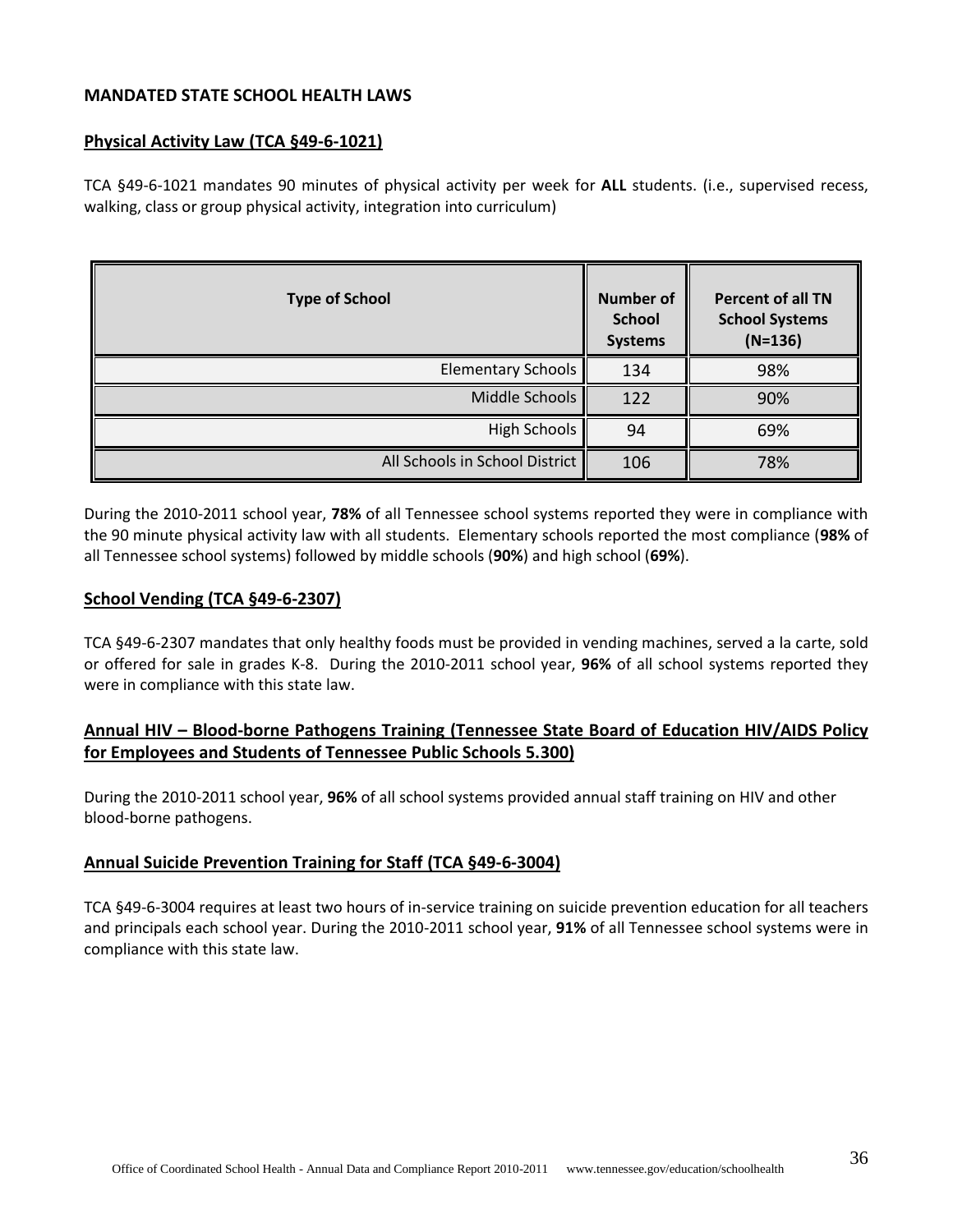## MANDATED STATE SCHOOL HEALTH LAWS

### Physical Activity Law (TCA §49-6-1021)

TCA §49-6-1021 mandates 90 minutes of physical activity per week for **ALL** students. (i.e., supervised recess, walking, class or group physical activity, integration into curriculum)

| Type of School | Number of School Systems | Percent of all TN School Systems (N=136) |
|---|---|---|
| Elementary Schools | 134 | 98% |
| Middle Schools | 122 | 90% |
| High Schools | 94 | 69% |
| All Schools in School District | 106 | 78% |

During the 2010-2011 school year, **78%** of all Tennessee school systems reported they were in compliance with the 90 minute physical activity law with all students. Elementary schools reported the most compliance (**98%** of all Tennessee school systems) followed by middle schools (**90%**) and high school (**69%**).

### School Vending (TCA §49-6-2307)

TCA §49-6-2307 mandates that only healthy foods must be provided in vending machines, served a la carte, sold or offered for sale in grades K-8. During the 2010-2011 school year, **96%** of all school systems reported they were in compliance with this state law.

### Annual HIV – Blood-borne Pathogens Training (Tennessee State Board of Education HIV/AIDS Policy for Employees and Students of Tennessee Public Schools 5.300)

During the 2010-2011 school year, **96%** of all school systems provided annual staff training on HIV and other blood-borne pathogens.

### Annual Suicide Prevention Training for Staff (TCA §49-6-3004)

TCA §49-6-3004 requires at least two hours of in-service training on suicide prevention education for all teachers and principals each school year. During the 2010-2011 school year, **91%** of all Tennessee school systems were in compliance with this state law.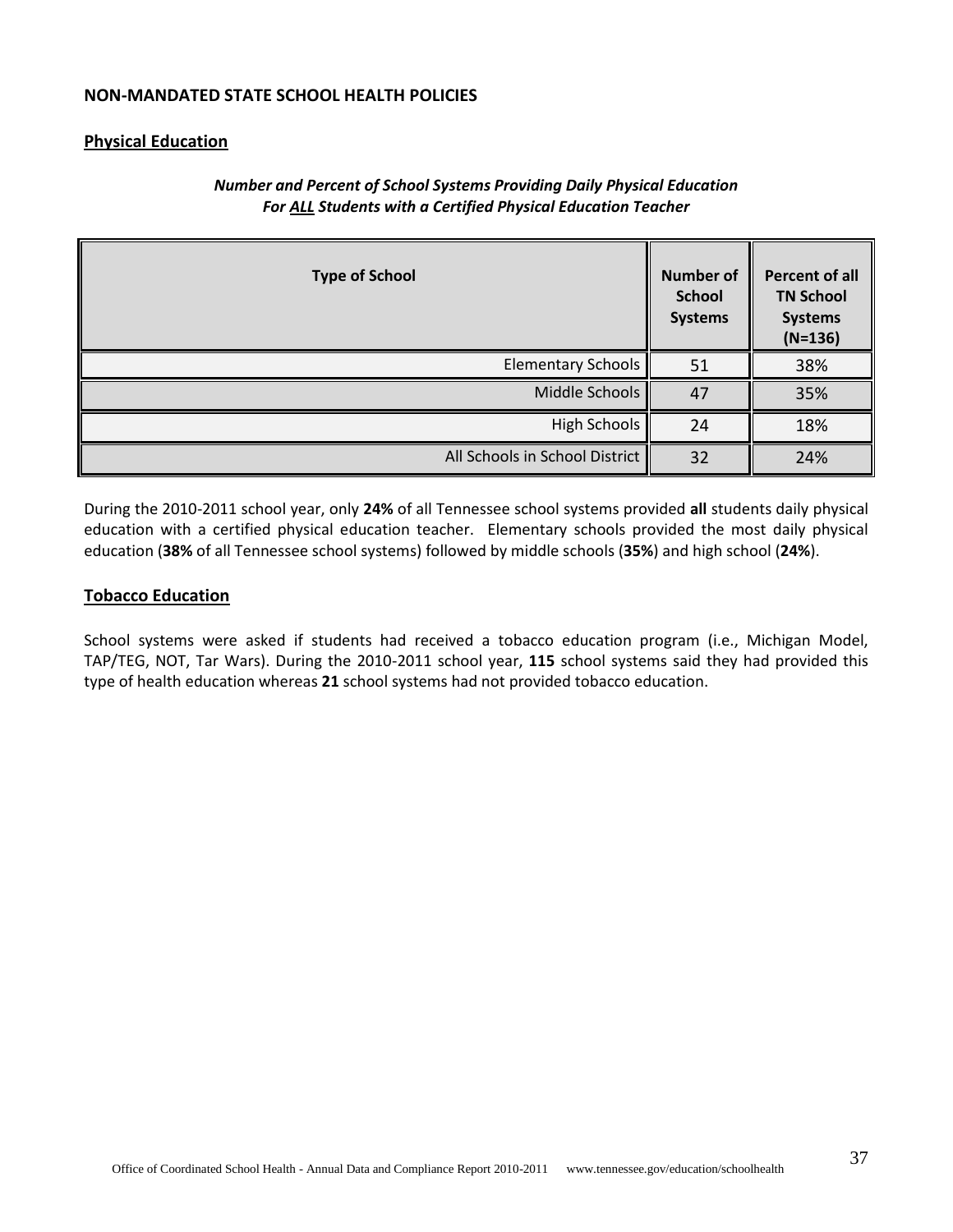## NON-MANDATED STATE SCHOOL HEALTH POLICIES

### Physical Education

***Number and Percent of School Systems Providing Daily Physical Education For ALL Students with a Certified Physical Education Teacher***

| Type of School | Number of School Systems | Percent of all TN School Systems (N=136) |
|---|---|---|
| Elementary Schools | 51 | 38% |
| Middle Schools | 47 | 35% |
| High Schools | 24 | 18% |
| All Schools in School District | 32 | 24% |

During the 2010-2011 school year, only **24%** of all Tennessee school systems provided **all** students daily physical education with a certified physical education teacher. Elementary schools provided the most daily physical education (**38%** of all Tennessee school systems) followed by middle schools (**35%**) and high school (**24%**).

### Tobacco Education

School systems were asked if students had received a tobacco education program (i.e., Michigan Model, TAP/TEG, NOT, Tar Wars). During the 2010-2011 school year, **115** school systems said they had provided this type of health education whereas **21** school systems had not provided tobacco education.